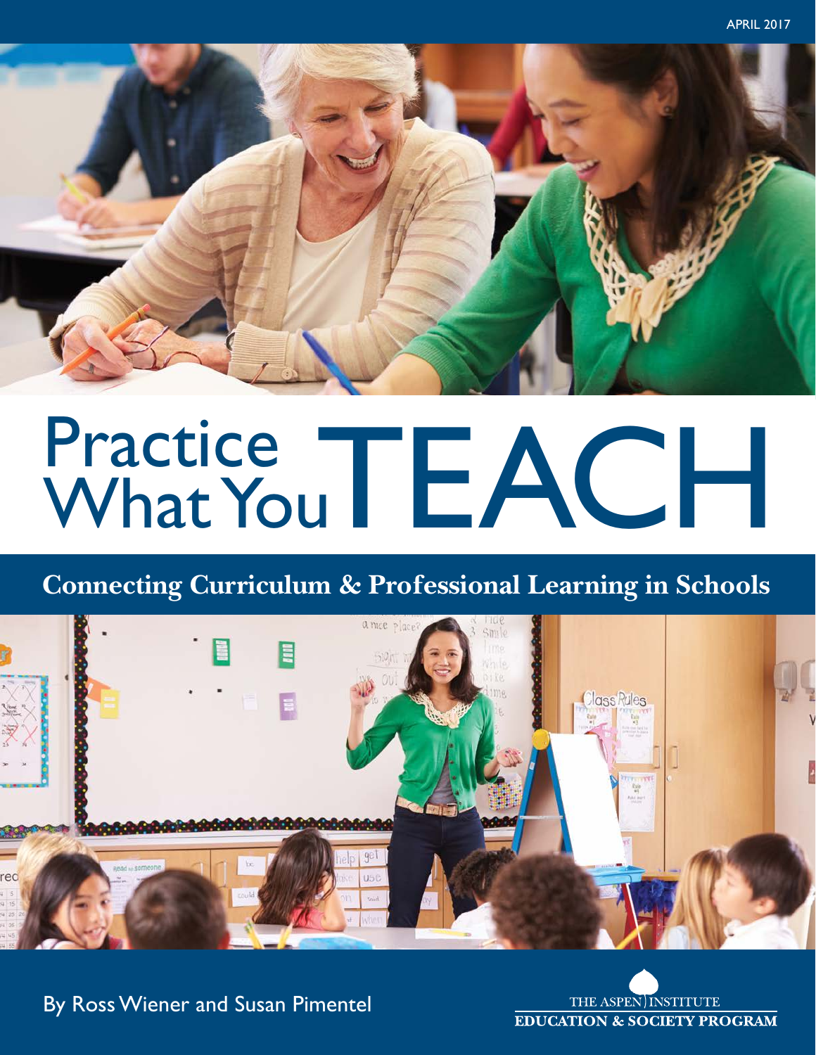APRIL 2017

# Practice What You TEACH

## Connecting Curriculum & Professional Learning in Schools

By Ross Wiener and Susan Pimentel

THE ASPEN INSTITUTE
EDUCATION & SOCIETY PROGRAM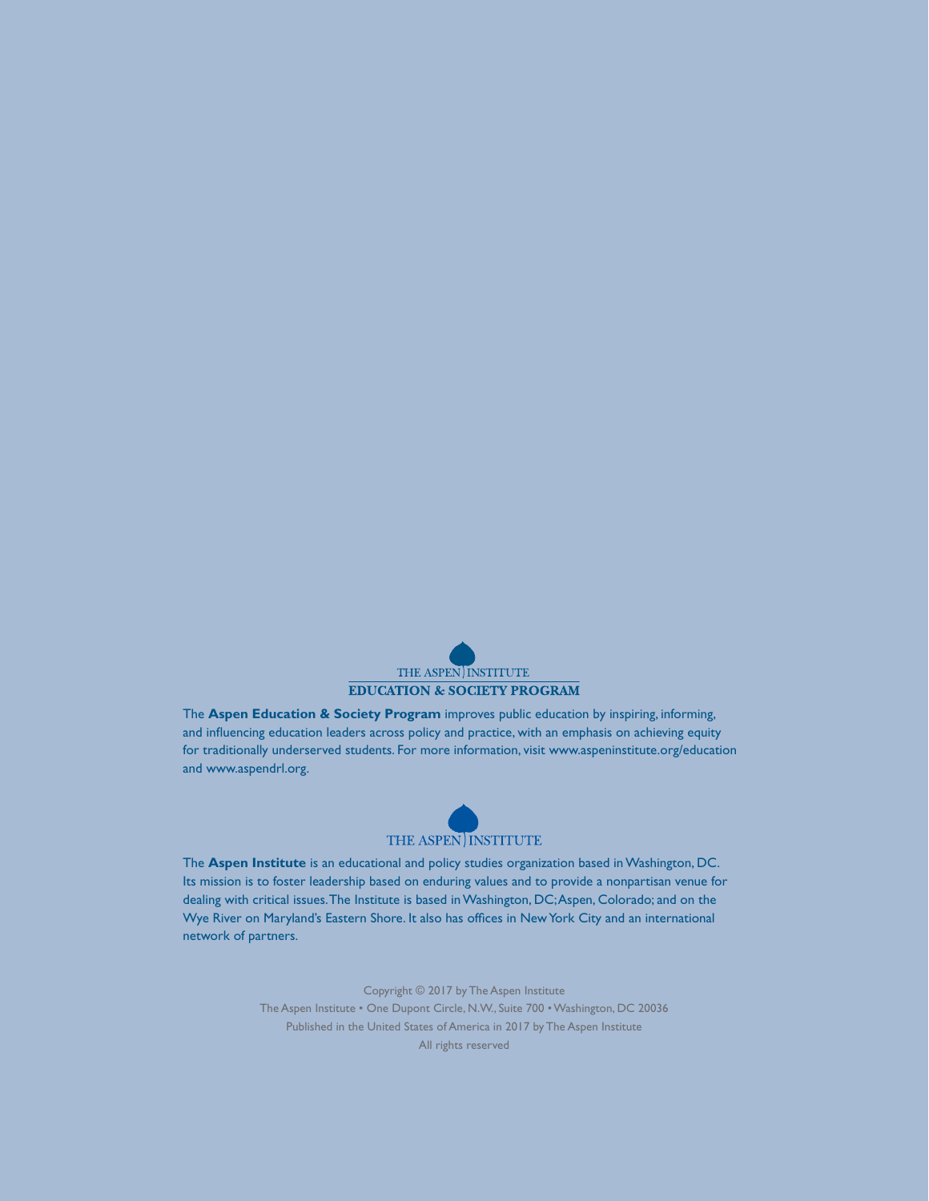THE ASPEN INSTITUTE

**EDUCATION & SOCIETY PROGRAM**

The **Aspen Education & Society Program** improves public education by inspiring, informing, and influencing education leaders across policy and practice, with an emphasis on achieving equity for traditionally underserved students. For more information, visit www.aspeninstitute.org/education and www.aspendrl.org.

THE ASPEN INSTITUTE

The **Aspen Institute** is an educational and policy studies organization based in Washington, DC. Its mission is to foster leadership based on enduring values and to provide a nonpartisan venue for dealing with critical issues. The Institute is based in Washington, DC; Aspen, Colorado; and on the Wye River on Maryland's Eastern Shore. It also has offices in New York City and an international network of partners.

Copyright © 2017 by The Aspen Institute

The Aspen Institute • One Dupont Circle, N.W., Suite 700 • Washington, DC 20036

Published in the United States of America in 2017 by The Aspen Institute

All rights reserved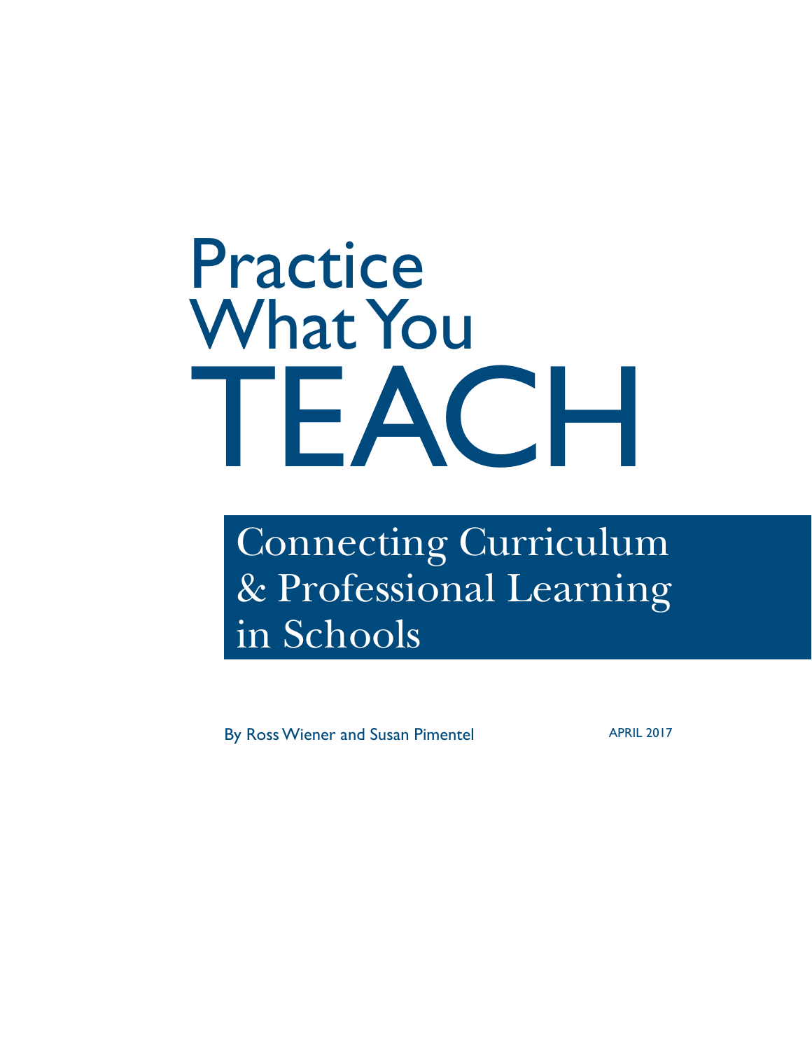# Practice What You TEACH

## Connecting Curriculum & Professional Learning in Schools

By Ross Wiener and Susan Pimentel

APRIL 2017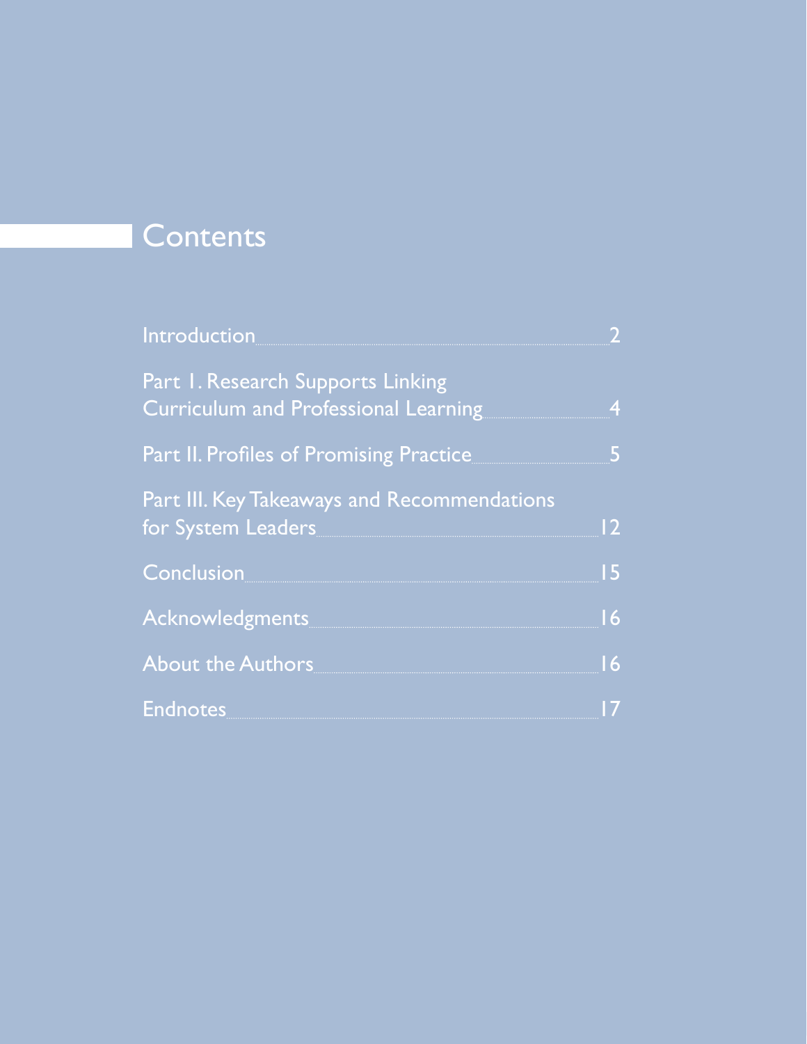# Contents

| | |
|---|---|
| Introduction | 2 |
| Part I. Research Supports Linking Curriculum and Professional Learning | 4 |
| Part II. Profiles of Promising Practice | 5 |
| Part III. Key Takeaways and Recommendations for System Leaders | 12 |
| Conclusion | 15 |
| Acknowledgments | 16 |
| About the Authors | 16 |
| Endnotes | 17 |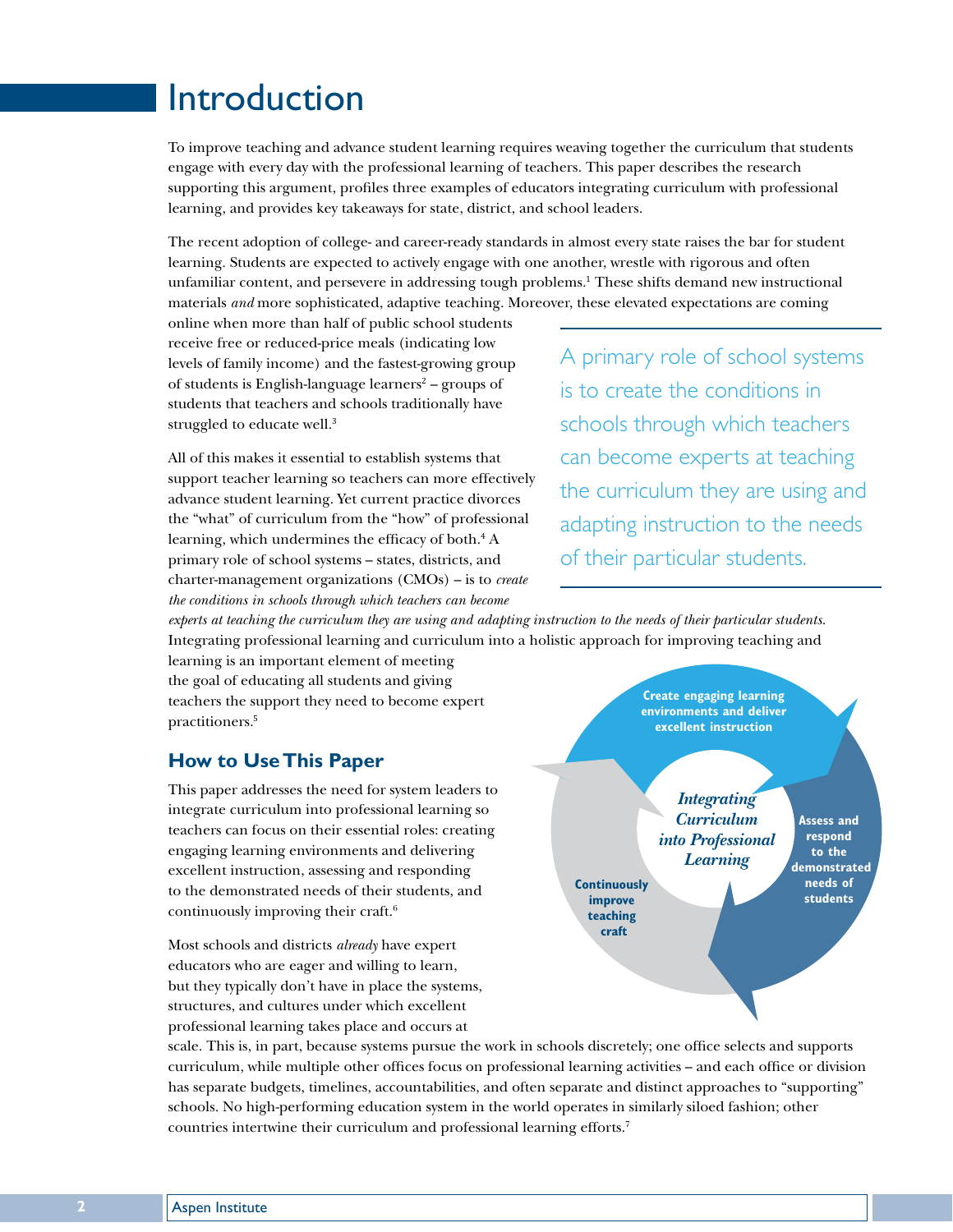# Introduction

To improve teaching and advance student learning requires weaving together the curriculum that students engage with every day with the professional learning of teachers. This paper describes the research supporting this argument, profiles three examples of educators integrating curriculum with professional learning, and provides key takeaways for state, district, and school leaders.

The recent adoption of college- and career-ready standards in almost every state raises the bar for student learning. Students are expected to actively engage with one another, wrestle with rigorous and often unfamiliar content, and persevere in addressing tough problems.[1] These shifts demand new instructional materials *and* more sophisticated, adaptive teaching. Moreover, these elevated expectations are coming online when more than half of public school students receive free or reduced-price meals (indicating low levels of family income) and the fastest-growing group of students is English-language learners[2] – groups of students that teachers and schools traditionally have struggled to educate well.[3]

All of this makes it essential to establish systems that support teacher learning so teachers can more effectively advance student learning. Yet current practice divorces the "what" of curriculum from the "how" of professional learning, which undermines the efficacy of both.[4] A primary role of school systems – states, districts, and charter-management organizations (CMOs) – is to *create the conditions in schools through which teachers can become experts at teaching the curriculum they are using and adapting instruction to the needs of their particular students.* Integrating professional learning and curriculum into a holistic approach for improving teaching and learning is an important element of meeting the goal of educating all students and giving teachers the support they need to become expert practitioners.[5]

> A primary role of school systems is to create the conditions in schools through which teachers can become experts at teaching the curriculum they are using and adapting instruction to the needs of their particular students.

## How to Use This Paper

This paper addresses the need for system leaders to integrate curriculum into professional learning so teachers can focus on their essential roles: creating engaging learning environments and delivering excellent instruction, assessing and responding to the demonstrated needs of their students, and continuously improving their craft.[6]

*Integrating Curriculum into Professional Learning*
- Create engaging learning environments and deliver excellent instruction
- Assess and respond to the demonstrated needs of students
- Continuously improve teaching craft

Most schools and districts *already* have expert educators who are eager and willing to learn, but they typically don't have in place the systems, structures, and cultures under which excellent professional learning takes place and occurs at scale. This is, in part, because systems pursue the work in schools discretely; one office selects and supports curriculum, while multiple other offices focus on professional learning activities – and each office or division has separate budgets, timelines, accountabilities, and often separate and distinct approaches to "supporting" schools. No high-performing education system in the world operates in similarly siloed fashion; other countries intertwine their curriculum and professional learning efforts.[7]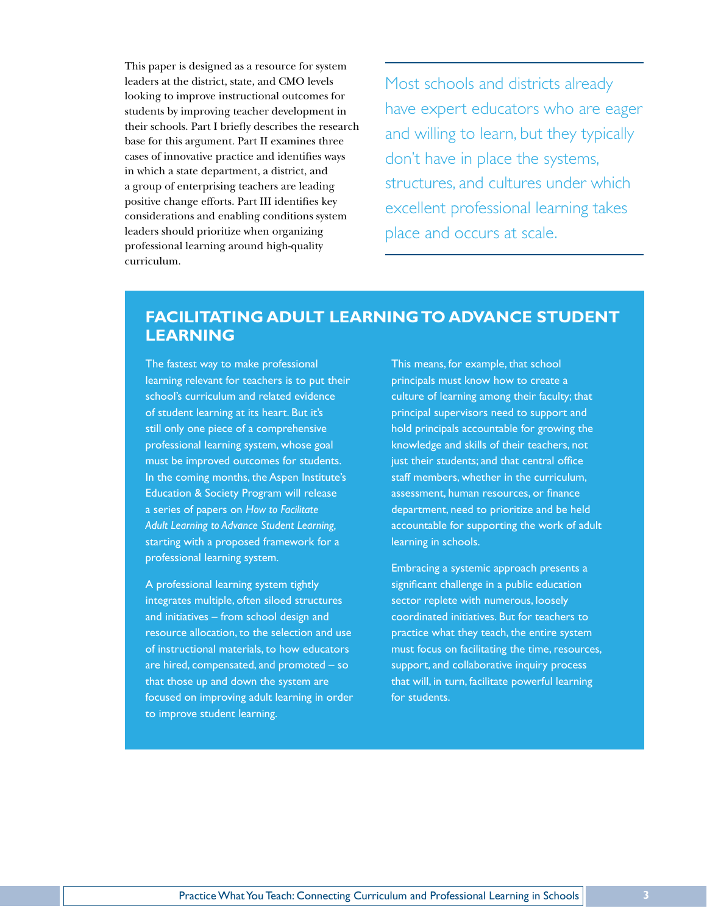This paper is designed as a resource for system leaders at the district, state, and CMO levels looking to improve instructional outcomes for students by improving teacher development in their schools. Part I briefly describes the research base for this argument. Part II examines three cases of innovative practice and identifies ways in which a state department, a district, and a group of enterprising teachers are leading positive change efforts. Part III identifies key considerations and enabling conditions system leaders should prioritize when organizing professional learning around high-quality curriculum.

> Most schools and districts already have expert educators who are eager and willing to learn, but they typically don't have in place the systems, structures, and cultures under which excellent professional learning takes place and occurs at scale.

## FACILITATING ADULT LEARNING TO ADVANCE STUDENT LEARNING

The fastest way to make professional learning relevant for teachers is to put their school's curriculum and related evidence of student learning at its heart. But it's still only one piece of a comprehensive professional learning system, whose goal must be improved outcomes for students. In the coming months, the Aspen Institute's Education & Society Program will release a series of papers on *How to Facilitate Adult Learning to Advance Student Learning,* starting with a proposed framework for a professional learning system.

A professional learning system tightly integrates multiple, often siloed structures and initiatives – from school design and resource allocation, to the selection and use of instructional materials, to how educators are hired, compensated, and promoted – so that those up and down the system are focused on improving adult learning in order to improve student learning.

This means, for example, that school principals must know how to create a culture of learning among their faculty; that principal supervisors need to support and hold principals accountable for growing the knowledge and skills of their teachers, not just their students; and that central office staff members, whether in the curriculum, assessment, human resources, or finance department, need to prioritize and be held accountable for supporting the work of adult learning in schools.

Embracing a systemic approach presents a significant challenge in a public education sector replete with numerous, loosely coordinated initiatives. But for teachers to practice what they teach, the entire system must focus on facilitating the time, resources, support, and collaborative inquiry process that will, in turn, facilitate powerful learning for students.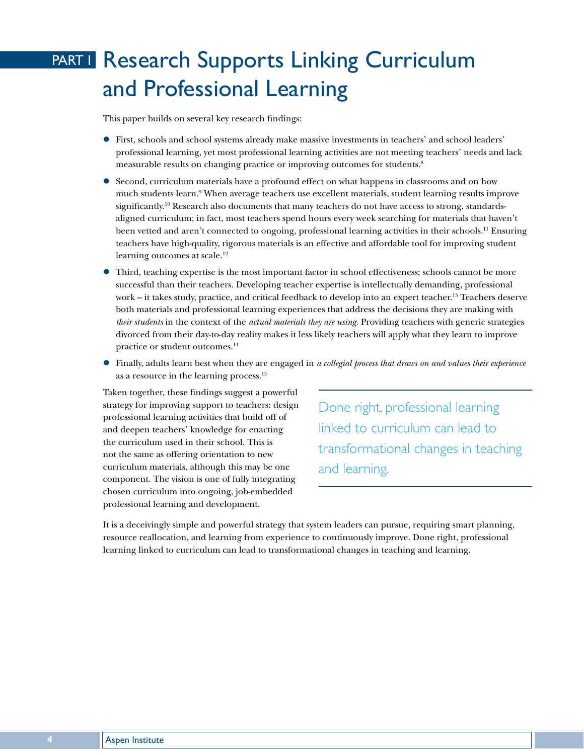# PART I Research Supports Linking Curriculum and Professional Learning

This paper builds on several key research findings:

- First, schools and school systems already make massive investments in teachers' and school leaders' professional learning, yet most professional learning activities are not meeting teachers' needs and lack measurable results on changing practice or improving outcomes for students.[8]
- Second, curriculum materials have a profound effect on what happens in classrooms and on how much students learn.[9] When average teachers use excellent materials, student learning results improve significantly.[10] Research also documents that many teachers do not have access to strong, standards-aligned curriculum; in fact, most teachers spend hours every week searching for materials that haven't been vetted and aren't connected to ongoing, professional learning activities in their schools.[11] Ensuring teachers have high-quality, rigorous materials is an effective and affordable tool for improving student learning outcomes at scale.[12]
- Third, teaching expertise is the most important factor in school effectiveness; schools cannot be more successful than their teachers. Developing teacher expertise is intellectually demanding, professional work – it takes study, practice, and critical feedback to develop into an expert teacher.[13] Teachers deserve both materials and professional learning experiences that address the decisions they are making with *their students* in the context of the *actual materials they are using*. Providing teachers with generic strategies divorced from their day-to-day reality makes it less likely teachers will apply what they learn to improve practice or student outcomes.[14]
- Finally, adults learn best when they are engaged in *a collegial process that draws on and values their experience* as a resource in the learning process.[15]

Taken together, these findings suggest a powerful strategy for improving support to teachers: design professional learning activities that build off of and deepen teachers' knowledge for enacting the curriculum used in their school. This is not the same as offering orientation to new curriculum materials, although this may be one component. The vision is one of fully integrating chosen curriculum into ongoing, job-embedded professional learning and development.

> Done right, professional learning linked to curriculum can lead to transformational changes in teaching and learning.

It is a deceivingly simple and powerful strategy that system leaders can pursue, requiring smart planning, resource reallocation, and learning from experience to continuously improve. Done right, professional learning linked to curriculum can lead to transformational changes in teaching and learning.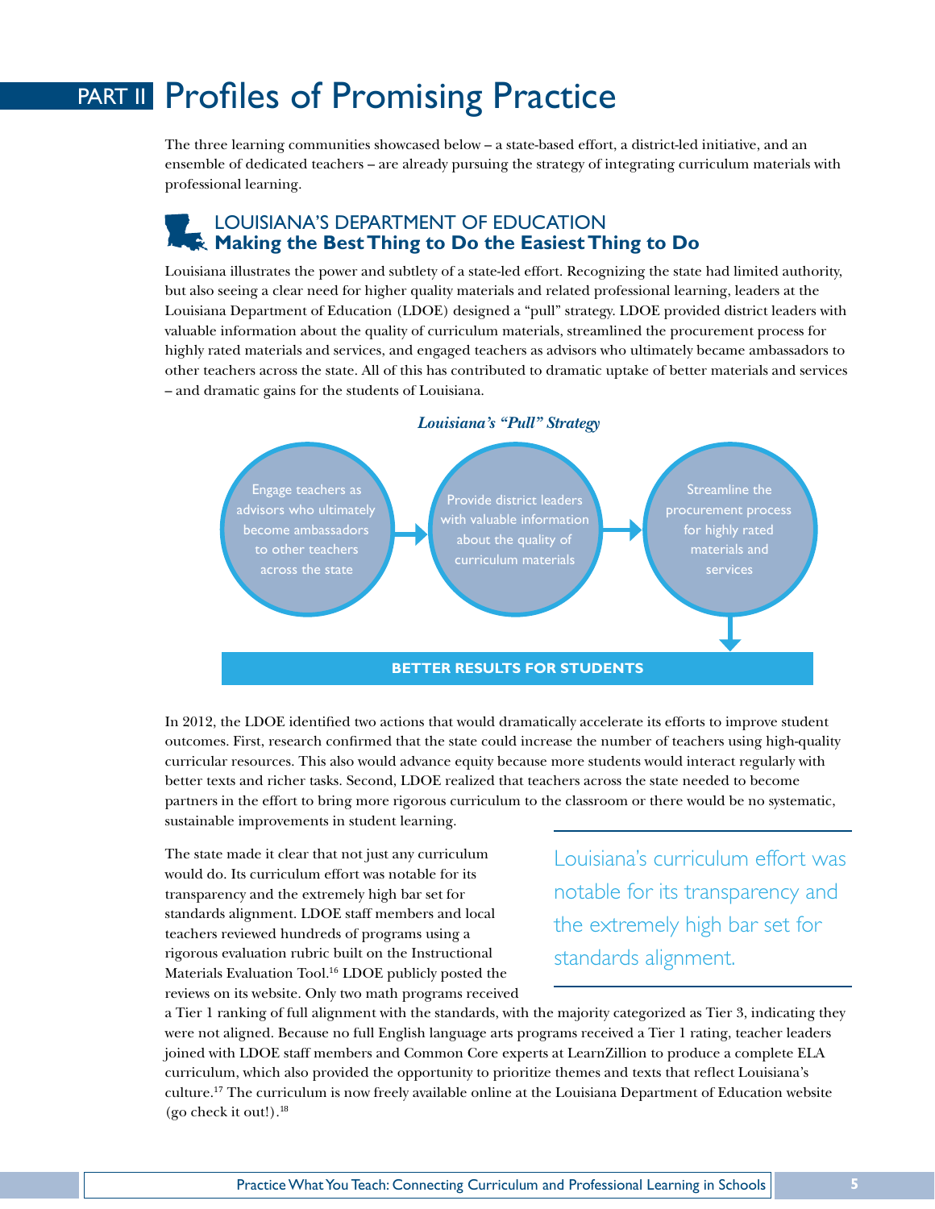# PART II Profiles of Promising Practice

The three learning communities showcased below – a state-based effort, a district-led initiative, and an ensemble of dedicated teachers – are already pursuing the strategy of integrating curriculum materials with professional learning.

## LOUISIANA'S DEPARTMENT OF EDUCATION
### Making the Best Thing to Do the Easiest Thing to Do

Louisiana illustrates the power and subtlety of a state-led effort. Recognizing the state had limited authority, but also seeing a clear need for higher quality materials and related professional learning, leaders at the Louisiana Department of Education (LDOE) designed a "pull" strategy. LDOE provided district leaders with valuable information about the quality of curriculum materials, streamlined the procurement process for highly rated materials and services, and engaged teachers as advisors who ultimately became ambassadors to other teachers across the state. All of this has contributed to dramatic uptake of better materials and services – and dramatic gains for the students of Louisiana.

***Louisiana's "Pull" Strategy***

Engage teachers as advisors who ultimately become ambassadors to other teachers across the state → Provide district leaders with valuable information about the quality of curriculum materials → Streamline the procurement process for highly rated materials and services

**BETTER RESULTS FOR STUDENTS**

In 2012, the LDOE identified two actions that would dramatically accelerate its efforts to improve student outcomes. First, research confirmed that the state could increase the number of teachers using high-quality curricular resources. This also would advance equity because more students would interact regularly with better texts and richer tasks. Second, LDOE realized that teachers across the state needed to become partners in the effort to bring more rigorous curriculum to the classroom or there would be no systematic, sustainable improvements in student learning.

The state made it clear that not just any curriculum would do. Its curriculum effort was notable for its transparency and the extremely high bar set for standards alignment. LDOE staff members and local teachers reviewed hundreds of programs using a rigorous evaluation rubric built on the Instructional Materials Evaluation Tool.[16] LDOE publicly posted the reviews on its website. Only two math programs received a Tier 1 ranking of full alignment with the standards, with the majority categorized as Tier 3, indicating they were not aligned. Because no full English language arts programs received a Tier 1 rating, teacher leaders joined with LDOE staff members and Common Core experts at LearnZillion to produce a complete ELA curriculum, which also provided the opportunity to prioritize themes and texts that reflect Louisiana's culture.[17] The curriculum is now freely available online at the Louisiana Department of Education website (go check it out!).[18]

> Louisiana's curriculum effort was notable for its transparency and the extremely high bar set for standards alignment.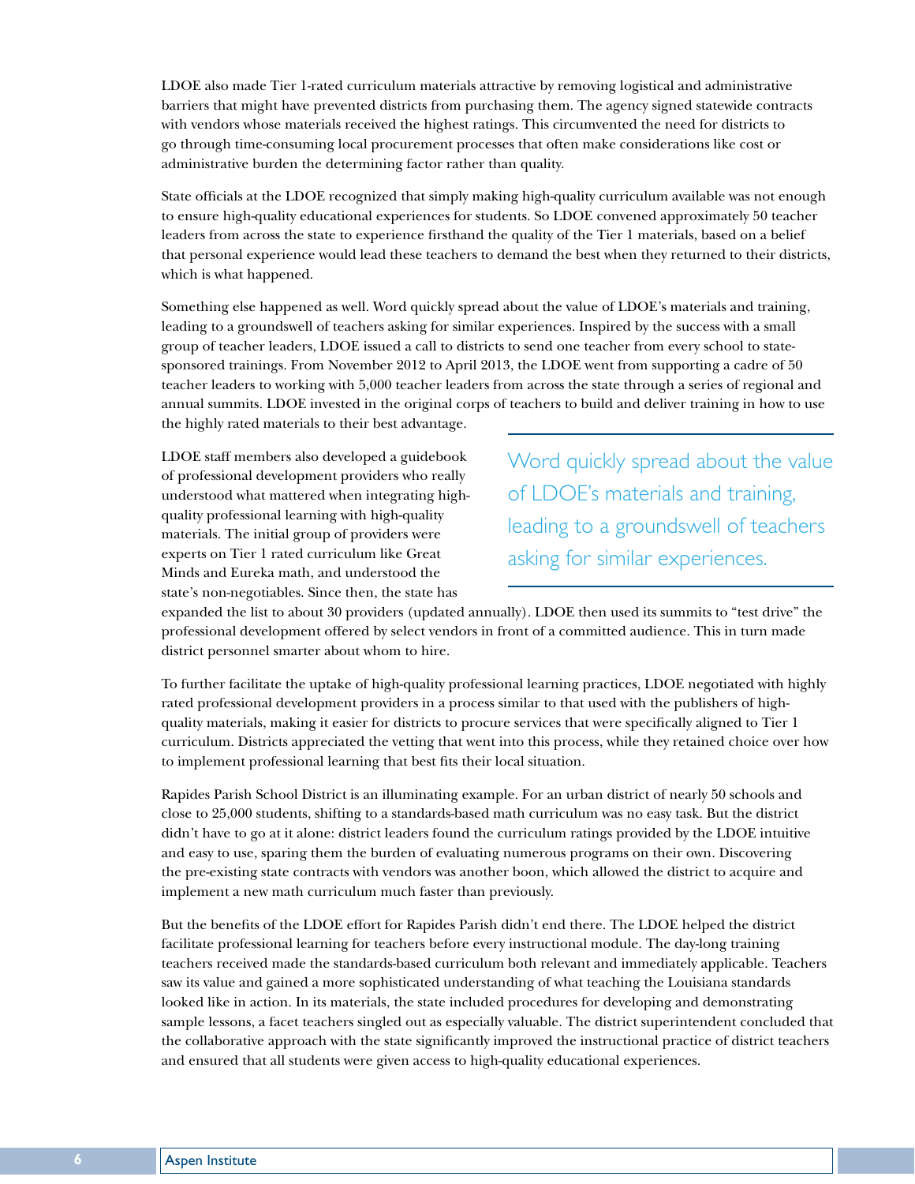LDOE also made Tier 1-rated curriculum materials attractive by removing logistical and administrative barriers that might have prevented districts from purchasing them. The agency signed statewide contracts with vendors whose materials received the highest ratings. This circumvented the need for districts to go through time-consuming local procurement processes that often make considerations like cost or administrative burden the determining factor rather than quality.

State officials at the LDOE recognized that simply making high-quality curriculum available was not enough to ensure high-quality educational experiences for students. So LDOE convened approximately 50 teacher leaders from across the state to experience firsthand the quality of the Tier 1 materials, based on a belief that personal experience would lead these teachers to demand the best when they returned to their districts, which is what happened.

Something else happened as well. Word quickly spread about the value of LDOE's materials and training, leading to a groundswell of teachers asking for similar experiences. Inspired by the success with a small group of teacher leaders, LDOE issued a call to districts to send one teacher from every school to state-sponsored trainings. From November 2012 to April 2013, the LDOE went from supporting a cadre of 50 teacher leaders to working with 5,000 teacher leaders from across the state through a series of regional and annual summits. LDOE invested in the original corps of teachers to build and deliver training in how to use the highly rated materials to their best advantage.

> Word quickly spread about the value of LDOE's materials and training, leading to a groundswell of teachers asking for similar experiences.

LDOE staff members also developed a guidebook of professional development providers who really understood what mattered when integrating high-quality professional learning with high-quality materials. The initial group of providers were experts on Tier 1 rated curriculum like Great Minds and Eureka math, and understood the state's non-negotiables. Since then, the state has expanded the list to about 30 providers (updated annually). LDOE then used its summits to "test drive" the professional development offered by select vendors in front of a committed audience. This in turn made district personnel smarter about whom to hire.

To further facilitate the uptake of high-quality professional learning practices, LDOE negotiated with highly rated professional development providers in a process similar to that used with the publishers of high-quality materials, making it easier for districts to procure services that were specifically aligned to Tier 1 curriculum. Districts appreciated the vetting that went into this process, while they retained choice over how to implement professional learning that best fits their local situation.

Rapides Parish School District is an illuminating example. For an urban district of nearly 50 schools and close to 25,000 students, shifting to a standards-based math curriculum was no easy task. But the district didn't have to go at it alone: district leaders found the curriculum ratings provided by the LDOE intuitive and easy to use, sparing them the burden of evaluating numerous programs on their own. Discovering the pre-existing state contracts with vendors was another boon, which allowed the district to acquire and implement a new math curriculum much faster than previously.

But the benefits of the LDOE effort for Rapides Parish didn't end there. The LDOE helped the district facilitate professional learning for teachers before every instructional module. The day-long training teachers received made the standards-based curriculum both relevant and immediately applicable. Teachers saw its value and gained a more sophisticated understanding of what teaching the Louisiana standards looked like in action. In its materials, the state included procedures for developing and demonstrating sample lessons, a facet teachers singled out as especially valuable. The district superintendent concluded that the collaborative approach with the state significantly improved the instructional practice of district teachers and ensured that all students were given access to high-quality educational experiences.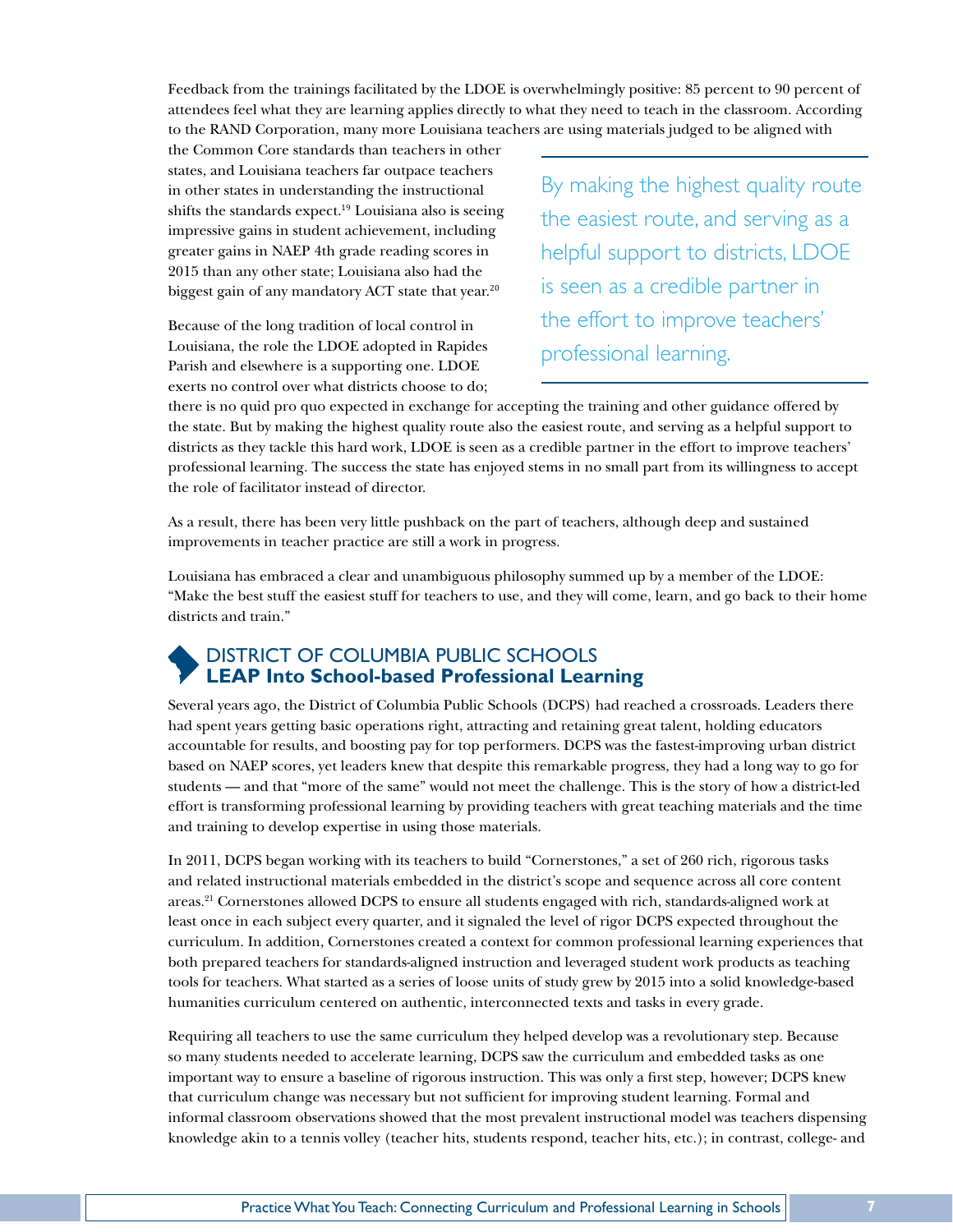Feedback from the trainings facilitated by the LDOE is overwhelmingly positive: 85 percent to 90 percent of attendees feel what they are learning applies directly to what they need to teach in the classroom. According to the RAND Corporation, many more Louisiana teachers are using materials judged to be aligned with the Common Core standards than teachers in other states, and Louisiana teachers far outpace teachers in other states in understanding the instructional shifts the standards expect.[19] Louisiana also is seeing impressive gains in student achievement, including greater gains in NAEP 4th grade reading scores in 2015 than any other state; Louisiana also had the biggest gain of any mandatory ACT state that year.[20]

> By making the highest quality route the easiest route, and serving as a helpful support to districts, LDOE is seen as a credible partner in the effort to improve teachers' professional learning.

Because of the long tradition of local control in Louisiana, the role the LDOE adopted in Rapides Parish and elsewhere is a supporting one. LDOE exerts no control over what districts choose to do; there is no quid pro quo expected in exchange for accepting the training and other guidance offered by the state. But by making the highest quality route also the easiest route, and serving as a helpful support to districts as they tackle this hard work, LDOE is seen as a credible partner in the effort to improve teachers' professional learning. The success the state has enjoyed stems in no small part from its willingness to accept the role of facilitator instead of director.

As a result, there has been very little pushback on the part of teachers, although deep and sustained improvements in teacher practice are still a work in progress.

Louisiana has embraced a clear and unambiguous philosophy summed up by a member of the LDOE: "Make the best stuff the easiest stuff for teachers to use, and they will come, learn, and go back to their home districts and train."

## DISTRICT OF COLUMBIA PUBLIC SCHOOLS
## **LEAP Into School-based Professional Learning**

Several years ago, the District of Columbia Public Schools (DCPS) had reached a crossroads. Leaders there had spent years getting basic operations right, attracting and retaining great talent, holding educators accountable for results, and boosting pay for top performers. DCPS was the fastest-improving urban district based on NAEP scores, yet leaders knew that despite this remarkable progress, they had a long way to go for students — and that "more of the same" would not meet the challenge. This is the story of how a district-led effort is transforming professional learning by providing teachers with great teaching materials and the time and training to develop expertise in using those materials.

In 2011, DCPS began working with its teachers to build "Cornerstones," a set of 260 rich, rigorous tasks and related instructional materials embedded in the district's scope and sequence across all core content areas.[21] Cornerstones allowed DCPS to ensure all students engaged with rich, standards-aligned work at least once in each subject every quarter, and it signaled the level of rigor DCPS expected throughout the curriculum. In addition, Cornerstones created a context for common professional learning experiences that both prepared teachers for standards-aligned instruction and leveraged student work products as teaching tools for teachers. What started as a series of loose units of study grew by 2015 into a solid knowledge-based humanities curriculum centered on authentic, interconnected texts and tasks in every grade.

Requiring all teachers to use the same curriculum they helped develop was a revolutionary step. Because so many students needed to accelerate learning, DCPS saw the curriculum and embedded tasks as one important way to ensure a baseline of rigorous instruction. This was only a first step, however; DCPS knew that curriculum change was necessary but not sufficient for improving student learning. Formal and informal classroom observations showed that the most prevalent instructional model was teachers dispensing knowledge akin to a tennis volley (teacher hits, students respond, teacher hits, etc.); in contrast, college- and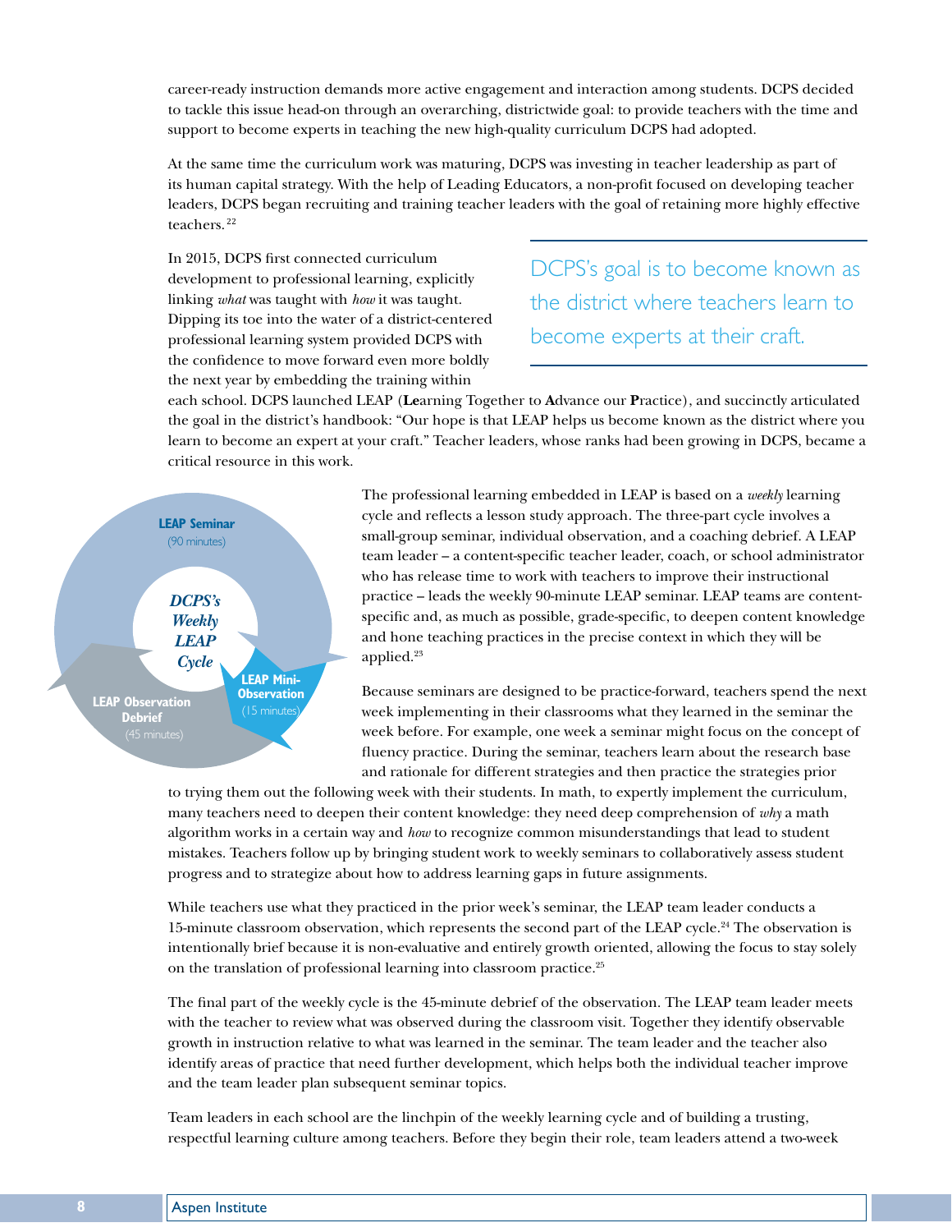career-ready instruction demands more active engagement and interaction among students. DCPS decided to tackle this issue head-on through an overarching, districtwide goal: to provide teachers with the time and support to become experts in teaching the new high-quality curriculum DCPS had adopted.

At the same time the curriculum work was maturing, DCPS was investing in teacher leadership as part of its human capital strategy. With the help of Leading Educators, a non-profit focused on developing teacher leaders, DCPS began recruiting and training teacher leaders with the goal of retaining more highly effective teachers.[22]

In 2015, DCPS first connected curriculum development to professional learning, explicitly linking *what* was taught with *how* it was taught. Dipping its toe into the water of a district-centered professional learning system provided DCPS with the confidence to move forward even more boldly the next year by embedding the training within each school. DCPS launched LEAP (**Le**arning Together to **A**dvance our **P**ractice), and succinctly articulated the goal in the district's handbook: "Our hope is that LEAP helps us become known as the district where you learn to become an expert at your craft." Teacher leaders, whose ranks had been growing in DCPS, became a critical resource in this work.

> DCPS's goal is to become known as the district where teachers learn to become experts at their craft.

**DCPS's Weekly LEAP Cycle**

- **LEAP Seminar** (90 minutes)
- **LEAP Mini-Observation** (15 minutes)
- **LEAP Observation Debrief** (45 minutes)

The professional learning embedded in LEAP is based on a *weekly* learning cycle and reflects a lesson study approach. The three-part cycle involves a small-group seminar, individual observation, and a coaching debrief. A LEAP team leader – a content-specific teacher leader, coach, or school administrator who has release time to work with teachers to improve their instructional practice – leads the weekly 90-minute LEAP seminar. LEAP teams are content-specific and, as much as possible, grade-specific, to deepen content knowledge and hone teaching practices in the precise context in which they will be applied.[23]

Because seminars are designed to be practice-forward, teachers spend the next week implementing in their classrooms what they learned in the seminar the week before. For example, one week a seminar might focus on the concept of fluency practice. During the seminar, teachers learn about the research base and rationale for different strategies and then practice the strategies prior to trying them out the following week with their students. In math, to expertly implement the curriculum, many teachers need to deepen their content knowledge: they need deep comprehension of *why* a math algorithm works in a certain way and *how* to recognize common misunderstandings that lead to student mistakes. Teachers follow up by bringing student work to weekly seminars to collaboratively assess student progress and to strategize about how to address learning gaps in future assignments.

While teachers use what they practiced in the prior week's seminar, the LEAP team leader conducts a 15-minute classroom observation, which represents the second part of the LEAP cycle.[24] The observation is intentionally brief because it is non-evaluative and entirely growth oriented, allowing the focus to stay solely on the translation of professional learning into classroom practice.[25]

The final part of the weekly cycle is the 45-minute debrief of the observation. The LEAP team leader meets with the teacher to review what was observed during the classroom visit. Together they identify observable growth in instruction relative to what was learned in the seminar. The team leader and the teacher also identify areas of practice that need further development, which helps both the individual teacher improve and the team leader plan subsequent seminar topics.

Team leaders in each school are the linchpin of the weekly learning cycle and of building a trusting, respectful learning culture among teachers. Before they begin their role, team leaders attend a two-week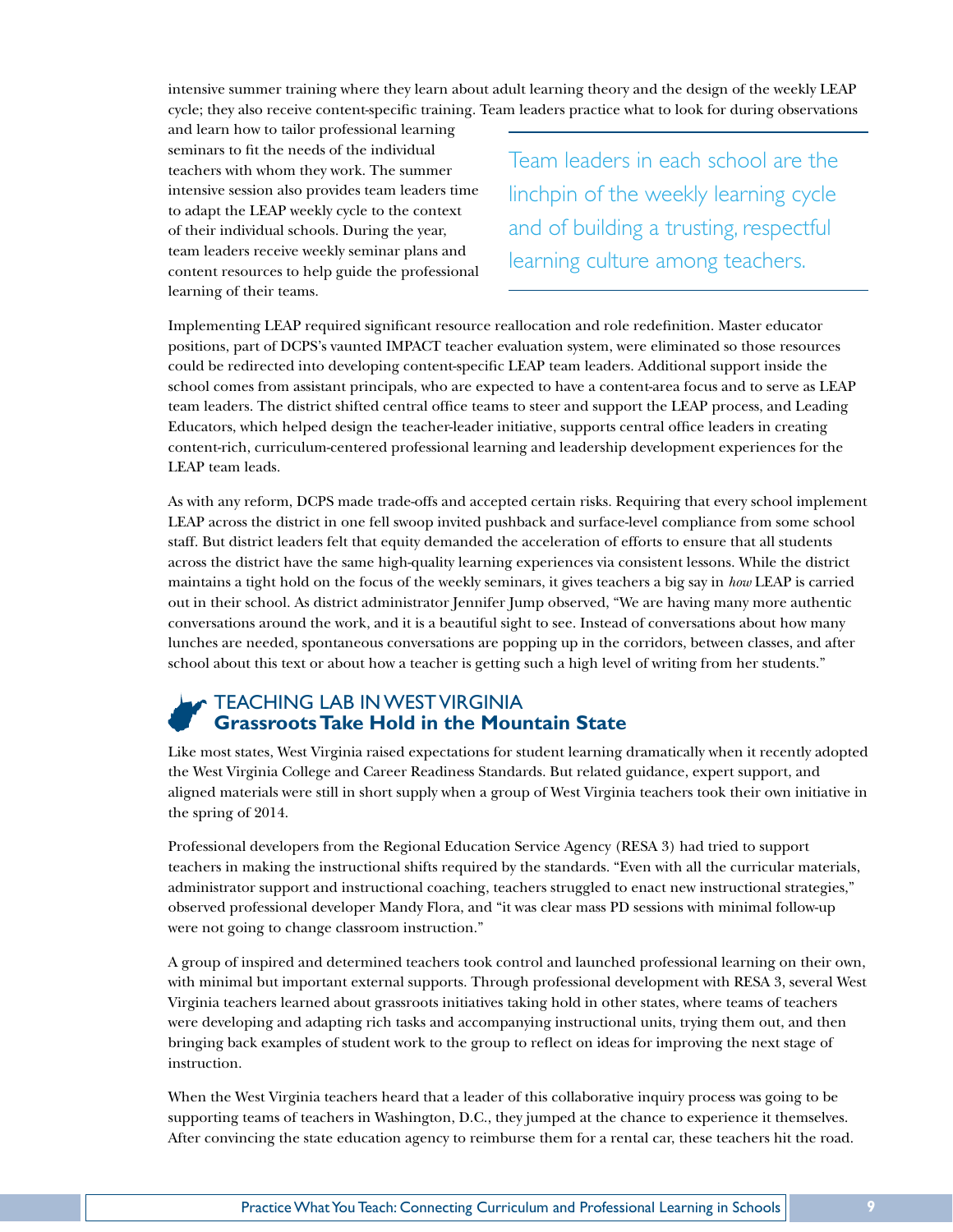intensive summer training where they learn about adult learning theory and the design of the weekly LEAP cycle; they also receive content-specific training. Team leaders practice what to look for during observations and learn how to tailor professional learning seminars to fit the needs of the individual teachers with whom they work. The summer intensive session also provides team leaders time to adapt the LEAP weekly cycle to the context of their individual schools. During the year, team leaders receive weekly seminar plans and content resources to help guide the professional learning of their teams.

> Team leaders in each school are the linchpin of the weekly learning cycle and of building a trusting, respectful learning culture among teachers.

Implementing LEAP required significant resource reallocation and role redefinition. Master educator positions, part of DCPS's vaunted IMPACT teacher evaluation system, were eliminated so those resources could be redirected into developing content-specific LEAP team leaders. Additional support inside the school comes from assistant principals, who are expected to have a content-area focus and to serve as LEAP team leaders. The district shifted central office teams to steer and support the LEAP process, and Leading Educators, which helped design the teacher-leader initiative, supports central office leaders in creating content-rich, curriculum-centered professional learning and leadership development experiences for the LEAP team leads.

As with any reform, DCPS made trade-offs and accepted certain risks. Requiring that every school implement LEAP across the district in one fell swoop invited pushback and surface-level compliance from some school staff. But district leaders felt that equity demanded the acceleration of efforts to ensure that all students across the district have the same high-quality learning experiences via consistent lessons. While the district maintains a tight hold on the focus of the weekly seminars, it gives teachers a big say in *how* LEAP is carried out in their school. As district administrator Jennifer Jump observed, "We are having many more authentic conversations around the work, and it is a beautiful sight to see. Instead of conversations about how many lunches are needed, spontaneous conversations are popping up in the corridors, between classes, and after school about this text or about how a teacher is getting such a high level of writing from her students."

## TEACHING LAB IN WEST VIRGINIA
### Grassroots Take Hold in the Mountain State

Like most states, West Virginia raised expectations for student learning dramatically when it recently adopted the West Virginia College and Career Readiness Standards. But related guidance, expert support, and aligned materials were still in short supply when a group of West Virginia teachers took their own initiative in the spring of 2014.

Professional developers from the Regional Education Service Agency (RESA 3) had tried to support teachers in making the instructional shifts required by the standards. "Even with all the curricular materials, administrator support and instructional coaching, teachers struggled to enact new instructional strategies," observed professional developer Mandy Flora, and "it was clear mass PD sessions with minimal follow-up were not going to change classroom instruction."

A group of inspired and determined teachers took control and launched professional learning on their own, with minimal but important external supports. Through professional development with RESA 3, several West Virginia teachers learned about grassroots initiatives taking hold in other states, where teams of teachers were developing and adapting rich tasks and accompanying instructional units, trying them out, and then bringing back examples of student work to the group to reflect on ideas for improving the next stage of instruction.

When the West Virginia teachers heard that a leader of this collaborative inquiry process was going to be supporting teams of teachers in Washington, D.C., they jumped at the chance to experience it themselves. After convincing the state education agency to reimburse them for a rental car, these teachers hit the road.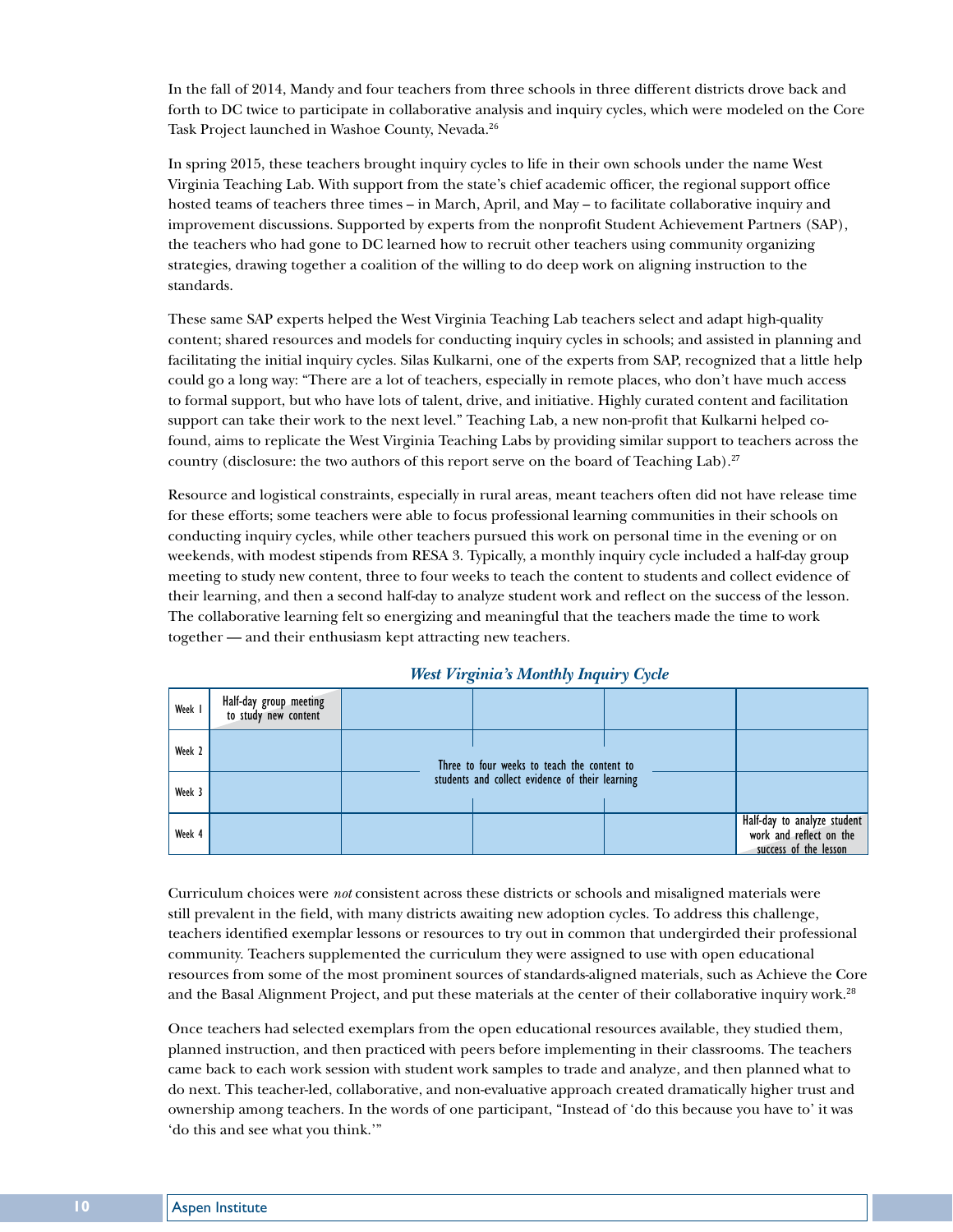In the fall of 2014, Mandy and four teachers from three schools in three different districts drove back and forth to DC twice to participate in collaborative analysis and inquiry cycles, which were modeled on the Core Task Project launched in Washoe County, Nevada.[26]

In spring 2015, these teachers brought inquiry cycles to life in their own schools under the name West Virginia Teaching Lab. With support from the state's chief academic officer, the regional support office hosted teams of teachers three times – in March, April, and May – to facilitate collaborative inquiry and improvement discussions. Supported by experts from the nonprofit Student Achievement Partners (SAP), the teachers who had gone to DC learned how to recruit other teachers using community organizing strategies, drawing together a coalition of the willing to do deep work on aligning instruction to the standards.

These same SAP experts helped the West Virginia Teaching Lab teachers select and adapt high-quality content; shared resources and models for conducting inquiry cycles in schools; and assisted in planning and facilitating the initial inquiry cycles. Silas Kulkarni, one of the experts from SAP, recognized that a little help could go a long way: "There are a lot of teachers, especially in remote places, who don't have much access to formal support, but who have lots of talent, drive, and initiative. Highly curated content and facilitation support can take their work to the next level." Teaching Lab, a new non-profit that Kulkarni helped co-found, aims to replicate the West Virginia Teaching Labs by providing similar support to teachers across the country (disclosure: the two authors of this report serve on the board of Teaching Lab).[27]

Resource and logistical constraints, especially in rural areas, meant teachers often did not have release time for these efforts; some teachers were able to focus professional learning communities in their schools on conducting inquiry cycles, while other teachers pursued this work on personal time in the evening or on weekends, with modest stipends from RESA 3. Typically, a monthly inquiry cycle included a half-day group meeting to study new content, three to four weeks to teach the content to students and collect evidence of their learning, and then a second half-day to analyze student work and reflect on the success of the lesson. The collaborative learning felt so energizing and meaningful that the teachers made the time to work together — and their enthusiasm kept attracting new teachers.

***West Virginia's Monthly Inquiry Cycle***

| | | | | | |
|---|---|---|---|---|---|
| Week 1 | Half-day group meeting to study new content | | | | |
| Week 2 | | Three to four weeks to teach the content to students and collect evidence of their learning | | | |
| Week 3 | | | | | |
| Week 4 | | | | | Half-day to analyze student work and reflect on the success of the lesson |

Curriculum choices were *not* consistent across these districts or schools and misaligned materials were still prevalent in the field, with many districts awaiting new adoption cycles. To address this challenge, teachers identified exemplar lessons or resources to try out in common that undergirded their professional community. Teachers supplemented the curriculum they were assigned to use with open educational resources from some of the most prominent sources of standards-aligned materials, such as Achieve the Core and the Basal Alignment Project, and put these materials at the center of their collaborative inquiry work.[28]

Once teachers had selected exemplars from the open educational resources available, they studied them, planned instruction, and then practiced with peers before implementing in their classrooms. The teachers came back to each work session with student work samples to trade and analyze, and then planned what to do next. This teacher-led, collaborative, and non-evaluative approach created dramatically higher trust and ownership among teachers. In the words of one participant, "Instead of 'do this because you have to' it was 'do this and see what you think.'"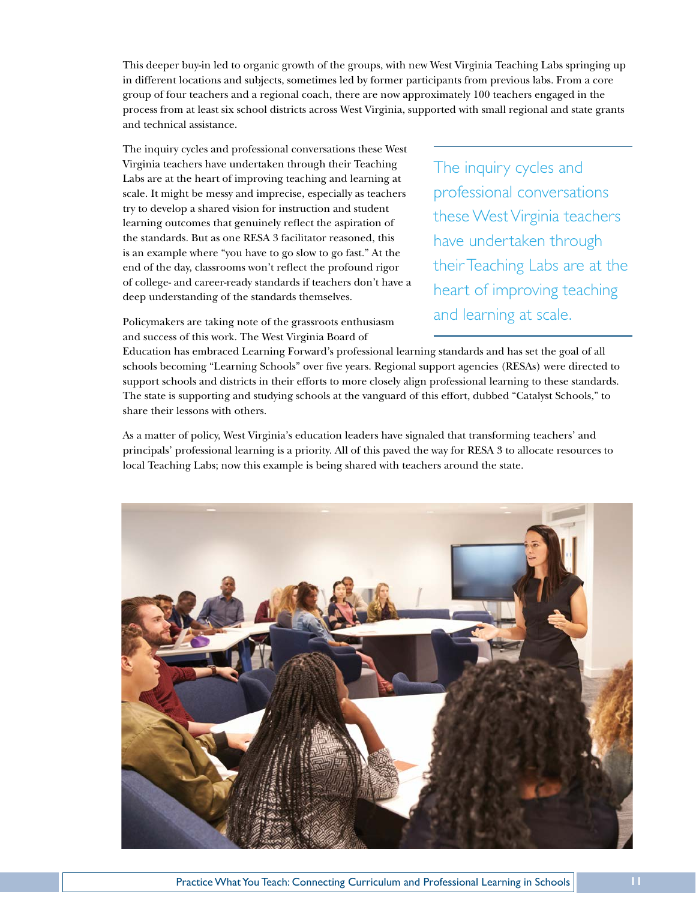This deeper buy-in led to organic growth of the groups, with new West Virginia Teaching Labs springing up in different locations and subjects, sometimes led by former participants from previous labs. From a core group of four teachers and a regional coach, there are now approximately 100 teachers engaged in the process from at least six school districts across West Virginia, supported with small regional and state grants and technical assistance.

The inquiry cycles and professional conversations these West Virginia teachers have undertaken through their Teaching Labs are at the heart of improving teaching and learning at scale. It might be messy and imprecise, especially as teachers try to develop a shared vision for instruction and student learning outcomes that genuinely reflect the aspiration of the standards. But as one RESA 3 facilitator reasoned, this is an example where "you have to go slow to go fast." At the end of the day, classrooms won't reflect the profound rigor of college- and career-ready standards if teachers don't have a deep understanding of the standards themselves.

> The inquiry cycles and professional conversations these West Virginia teachers have undertaken through their Teaching Labs are at the heart of improving teaching and learning at scale.

Policymakers are taking note of the grassroots enthusiasm and success of this work. The West Virginia Board of Education has embraced Learning Forward's professional learning standards and has set the goal of all schools becoming "Learning Schools" over five years. Regional support agencies (RESAs) were directed to support schools and districts in their efforts to more closely align professional learning to these standards. The state is supporting and studying schools at the vanguard of this effort, dubbed "Catalyst Schools," to share their lessons with others.

As a matter of policy, West Virginia's education leaders have signaled that transforming teachers' and principals' professional learning is a priority. All of this paved the way for RESA 3 to allocate resources to local Teaching Labs; now this example is being shared with teachers around the state.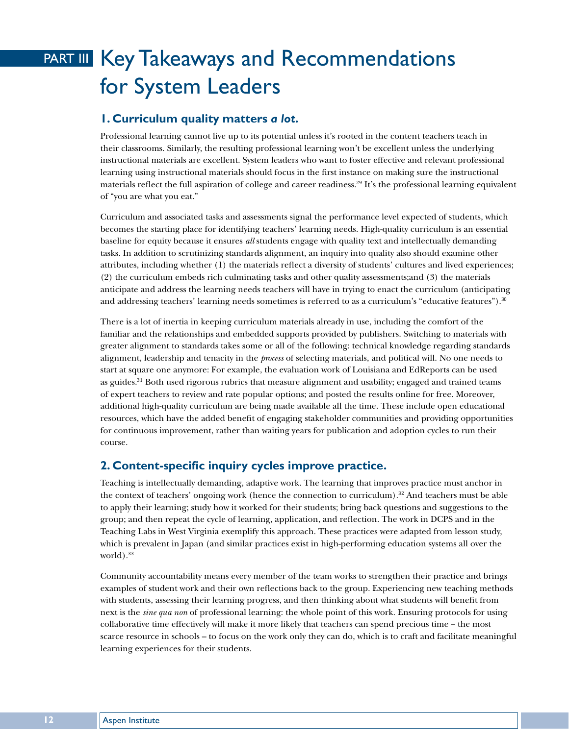# PART III Key Takeaways and Recommendations for System Leaders

## 1. Curriculum quality matters *a lot*.

Professional learning cannot live up to its potential unless it's rooted in the content teachers teach in their classrooms. Similarly, the resulting professional learning won't be excellent unless the underlying instructional materials are excellent. System leaders who want to foster effective and relevant professional learning using instructional materials should focus in the first instance on making sure the instructional materials reflect the full aspiration of college and career readiness.[29] It's the professional learning equivalent of "you are what you eat."

Curriculum and associated tasks and assessments signal the performance level expected of students, which becomes the starting place for identifying teachers' learning needs. High-quality curriculum is an essential baseline for equity because it ensures *all* students engage with quality text and intellectually demanding tasks. In addition to scrutinizing standards alignment, an inquiry into quality also should examine other attributes, including whether (1) the materials reflect a diversity of students' cultures and lived experiences; (2) the curriculum embeds rich culminating tasks and other quality assessments;and (3) the materials anticipate and address the learning needs teachers will have in trying to enact the curriculum (anticipating and addressing teachers' learning needs sometimes is referred to as a curriculum's "educative features").[30]

There is a lot of inertia in keeping curriculum materials already in use, including the comfort of the familiar and the relationships and embedded supports provided by publishers. Switching to materials with greater alignment to standards takes some or all of the following: technical knowledge regarding standards alignment, leadership and tenacity in the *process* of selecting materials, and political will. No one needs to start at square one anymore: For example, the evaluation work of Louisiana and EdReports can be used as guides.[31] Both used rigorous rubrics that measure alignment and usability; engaged and trained teams of expert teachers to review and rate popular options; and posted the results online for free. Moreover, additional high-quality curriculum are being made available all the time. These include open educational resources, which have the added benefit of engaging stakeholder communities and providing opportunities for continuous improvement, rather than waiting years for publication and adoption cycles to run their course.

## 2. Content-specific inquiry cycles improve practice.

Teaching is intellectually demanding, adaptive work. The learning that improves practice must anchor in the context of teachers' ongoing work (hence the connection to curriculum).[32] And teachers must be able to apply their learning; study how it worked for their students; bring back questions and suggestions to the group; and then repeat the cycle of learning, application, and reflection. The work in DCPS and in the Teaching Labs in West Virginia exemplify this approach. These practices were adapted from lesson study, which is prevalent in Japan (and similar practices exist in high-performing education systems all over the world).[33]

Community accountability means every member of the team works to strengthen their practice and brings examples of student work and their own reflections back to the group. Experiencing new teaching methods with students, assessing their learning progress, and then thinking about what students will benefit from next is the *sine qua non* of professional learning: the whole point of this work. Ensuring protocols for using collaborative time effectively will make it more likely that teachers can spend precious time – the most scarce resource in schools – to focus on the work only they can do, which is to craft and facilitate meaningful learning experiences for their students.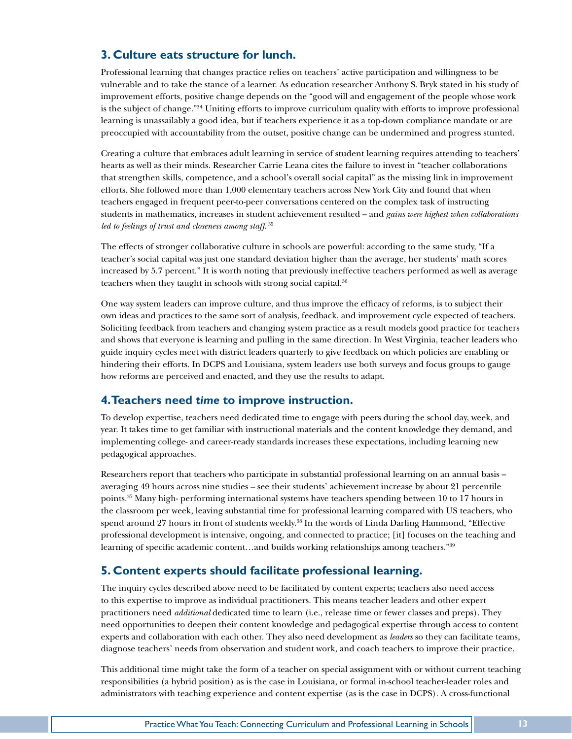### 3. Culture eats structure for lunch.

Professional learning that changes practice relies on teachers' active participation and willingness to be vulnerable and to take the stance of a learner. As education researcher Anthony S. Bryk stated in his study of improvement efforts, positive change depends on the "good will and engagement of the people whose work is the subject of change."[34] Uniting efforts to improve curriculum quality with efforts to improve professional learning is unassailably a good idea, but if teachers experience it as a top-down compliance mandate or are preoccupied with accountability from the outset, positive change can be undermined and progress stunted.

Creating a culture that embraces adult learning in service of student learning requires attending to teachers' hearts as well as their minds. Researcher Carrie Leana cites the failure to invest in "teacher collaborations that strengthen skills, competence, and a school's overall social capital" as the missing link in improvement efforts. She followed more than 1,000 elementary teachers across New York City and found that when teachers engaged in frequent peer-to-peer conversations centered on the complex task of instructing students in mathematics, increases in student achievement resulted – and *gains were highest when collaborations led to feelings of trust and closeness among staff.*[35]

The effects of stronger collaborative culture in schools are powerful: according to the same study, "If a teacher's social capital was just one standard deviation higher than the average, her students' math scores increased by 5.7 percent." It is worth noting that previously ineffective teachers performed as well as average teachers when they taught in schools with strong social capital.[36]

One way system leaders can improve culture, and thus improve the efficacy of reforms, is to subject their own ideas and practices to the same sort of analysis, feedback, and improvement cycle expected of teachers. Soliciting feedback from teachers and changing system practice as a result models good practice for teachers and shows that everyone is learning and pulling in the same direction. In West Virginia, teacher leaders who guide inquiry cycles meet with district leaders quarterly to give feedback on which policies are enabling or hindering their efforts. In DCPS and Louisiana, system leaders use both surveys and focus groups to gauge how reforms are perceived and enacted, and they use the results to adapt.

### 4. Teachers need *time* to improve instruction.

To develop expertise, teachers need dedicated time to engage with peers during the school day, week, and year. It takes time to get familiar with instructional materials and the content knowledge they demand, and implementing college- and career-ready standards increases these expectations, including learning new pedagogical approaches.

Researchers report that teachers who participate in substantial professional learning on an annual basis – averaging 49 hours across nine studies – see their students' achievement increase by about 21 percentile points.[37] Many high- performing international systems have teachers spending between 10 to 17 hours in the classroom per week, leaving substantial time for professional learning compared with US teachers, who spend around 27 hours in front of students weekly.[38] In the words of Linda Darling Hammond, "Effective professional development is intensive, ongoing, and connected to practice; [it] focuses on the teaching and learning of specific academic content…and builds working relationships among teachers."[39]

### 5. Content experts should facilitate professional learning.

The inquiry cycles described above need to be facilitated by content experts; teachers also need access to this expertise to improve as individual practitioners. This means teacher leaders and other expert practitioners need *additional* dedicated time to learn (i.e., release time or fewer classes and preps). They need opportunities to deepen their content knowledge and pedagogical expertise through access to content experts and collaboration with each other. They also need development as *leaders* so they can facilitate teams, diagnose teachers' needs from observation and student work, and coach teachers to improve their practice.

This additional time might take the form of a teacher on special assignment with or without current teaching responsibilities (a hybrid position) as is the case in Louisiana, or formal in-school teacher-leader roles and administrators with teaching experience and content expertise (as is the case in DCPS). A cross-functional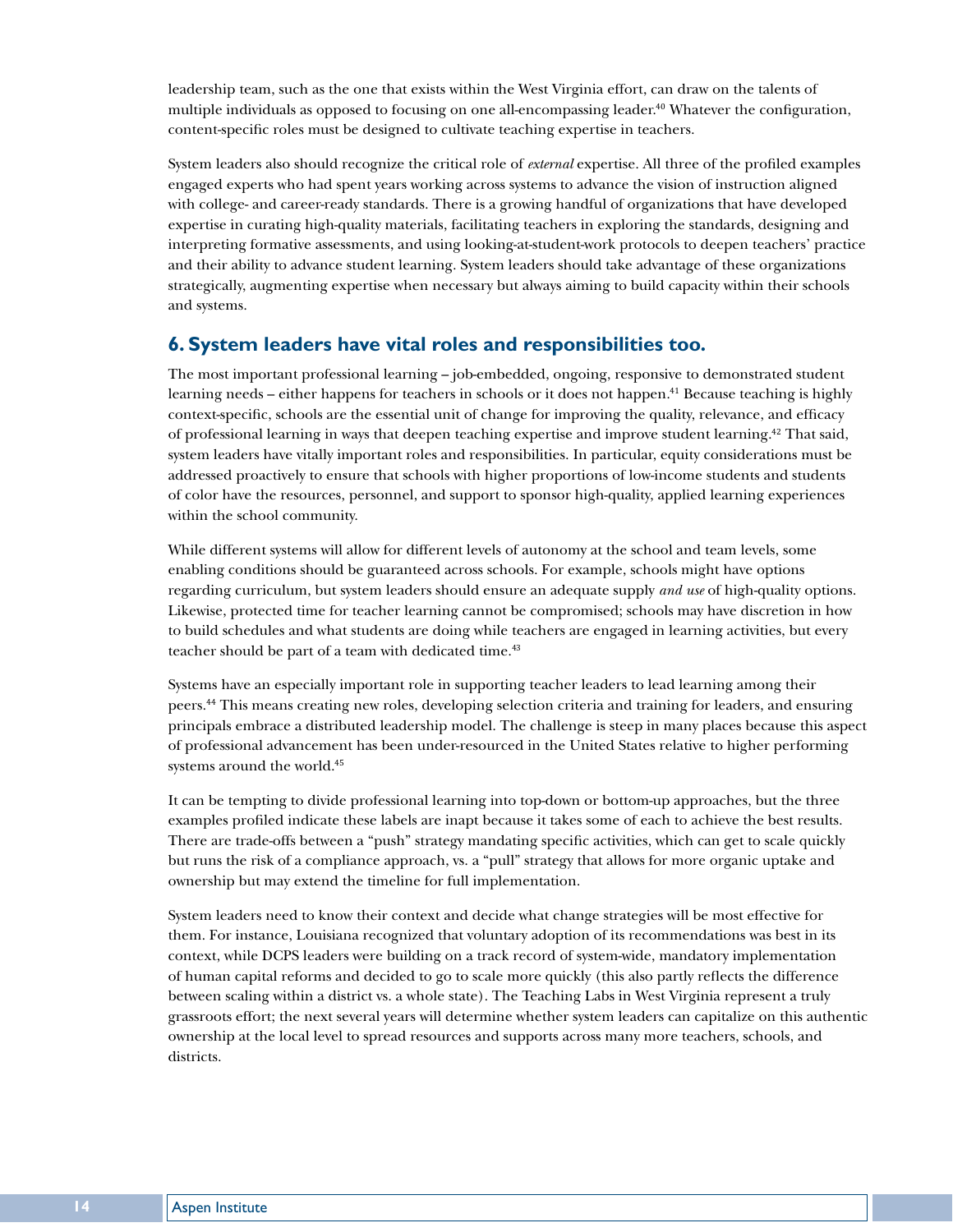leadership team, such as the one that exists within the West Virginia effort, can draw on the talents of multiple individuals as opposed to focusing on one all-encompassing leader.[40] Whatever the configuration, content-specific roles must be designed to cultivate teaching expertise in teachers.

System leaders also should recognize the critical role of *external* expertise. All three of the profiled examples engaged experts who had spent years working across systems to advance the vision of instruction aligned with college- and career-ready standards. There is a growing handful of organizations that have developed expertise in curating high-quality materials, facilitating teachers in exploring the standards, designing and interpreting formative assessments, and using looking-at-student-work protocols to deepen teachers' practice and their ability to advance student learning. System leaders should take advantage of these organizations strategically, augmenting expertise when necessary but always aiming to build capacity within their schools and systems.

## 6. System leaders have vital roles and responsibilities too.

The most important professional learning – job-embedded, ongoing, responsive to demonstrated student learning needs – either happens for teachers in schools or it does not happen.[41] Because teaching is highly context-specific, schools are the essential unit of change for improving the quality, relevance, and efficacy of professional learning in ways that deepen teaching expertise and improve student learning.[42] That said, system leaders have vitally important roles and responsibilities. In particular, equity considerations must be addressed proactively to ensure that schools with higher proportions of low-income students and students of color have the resources, personnel, and support to sponsor high-quality, applied learning experiences within the school community.

While different systems will allow for different levels of autonomy at the school and team levels, some enabling conditions should be guaranteed across schools. For example, schools might have options regarding curriculum, but system leaders should ensure an adequate supply *and use* of high-quality options. Likewise, protected time for teacher learning cannot be compromised; schools may have discretion in how to build schedules and what students are doing while teachers are engaged in learning activities, but every teacher should be part of a team with dedicated time.[43]

Systems have an especially important role in supporting teacher leaders to lead learning among their peers.[44] This means creating new roles, developing selection criteria and training for leaders, and ensuring principals embrace a distributed leadership model. The challenge is steep in many places because this aspect of professional advancement has been under-resourced in the United States relative to higher performing systems around the world.[45]

It can be tempting to divide professional learning into top-down or bottom-up approaches, but the three examples profiled indicate these labels are inapt because it takes some of each to achieve the best results. There are trade-offs between a "push" strategy mandating specific activities, which can get to scale quickly but runs the risk of a compliance approach, vs. a "pull" strategy that allows for more organic uptake and ownership but may extend the timeline for full implementation.

System leaders need to know their context and decide what change strategies will be most effective for them. For instance, Louisiana recognized that voluntary adoption of its recommendations was best in its context, while DCPS leaders were building on a track record of system-wide, mandatory implementation of human capital reforms and decided to go to scale more quickly (this also partly reflects the difference between scaling within a district vs. a whole state). The Teaching Labs in West Virginia represent a truly grassroots effort; the next several years will determine whether system leaders can capitalize on this authentic ownership at the local level to spread resources and supports across many more teachers, schools, and districts.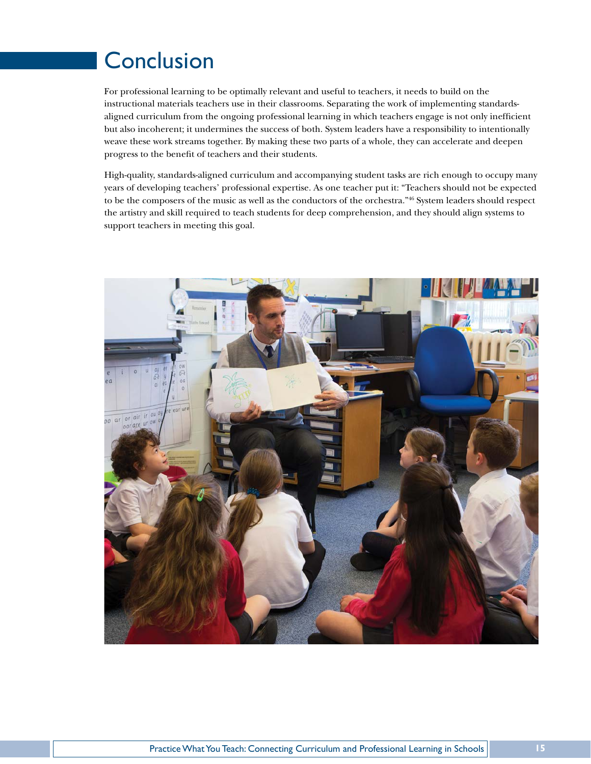# Conclusion

For professional learning to be optimally relevant and useful to teachers, it needs to build on the instructional materials teachers use in their classrooms. Separating the work of implementing standards-aligned curriculum from the ongoing professional learning in which teachers engage is not only inefficient but also incoherent; it undermines the success of both. System leaders have a responsibility to intentionally weave these work streams together. By making these two parts of a whole, they can accelerate and deepen progress to the benefit of teachers and their students.

High-quality, standards-aligned curriculum and accompanying student tasks are rich enough to occupy many years of developing teachers' professional expertise. As one teacher put it: "Teachers should not be expected to be the composers of the music as well as the conductors of the orchestra."[46] System leaders should respect the artistry and skill required to teach students for deep comprehension, and they should align systems to support teachers in meeting this goal.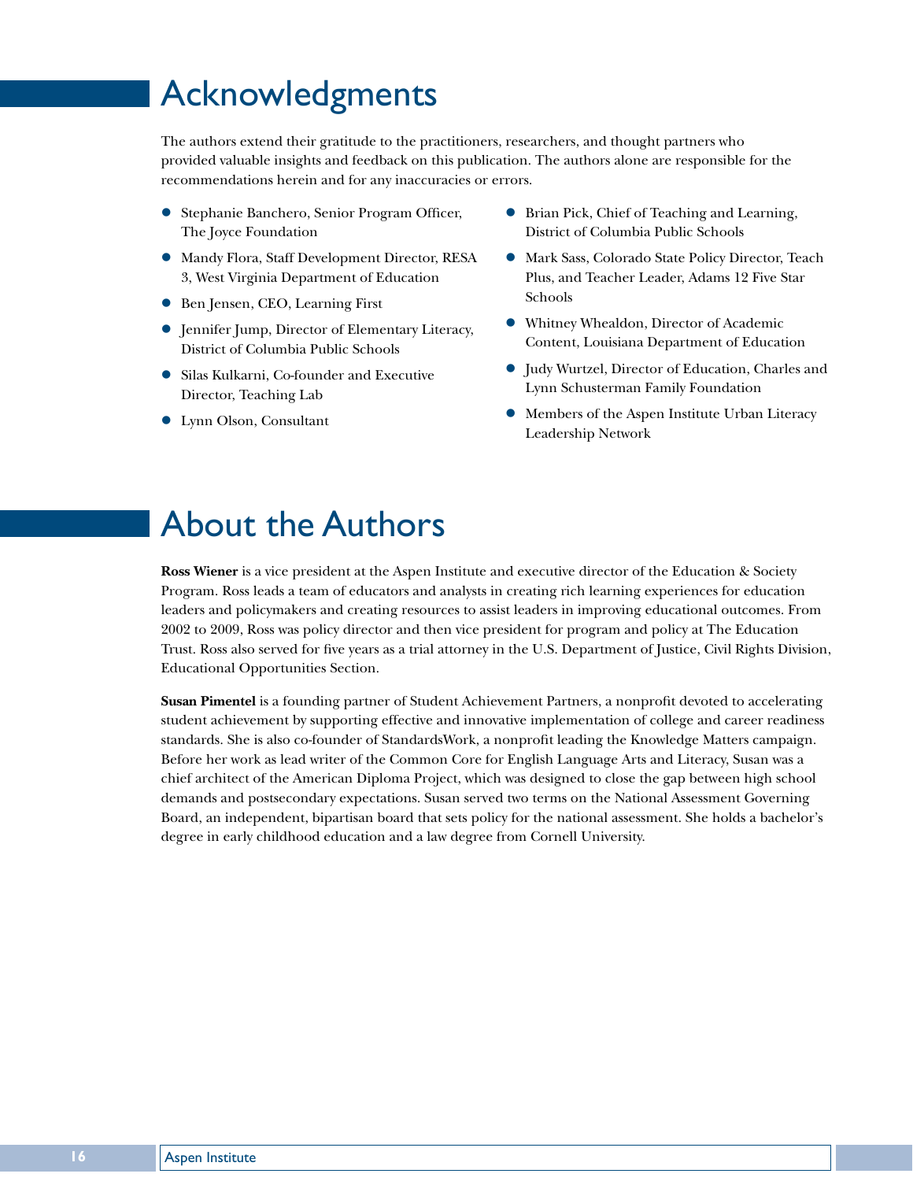# Acknowledgments

The authors extend their gratitude to the practitioners, researchers, and thought partners who provided valuable insights and feedback on this publication. The authors alone are responsible for the recommendations herein and for any inaccuracies or errors.

- Stephanie Banchero, Senior Program Officer, The Joyce Foundation
- Mandy Flora, Staff Development Director, RESA 3, West Virginia Department of Education
- Ben Jensen, CEO, Learning First
- Jennifer Jump, Director of Elementary Literacy, District of Columbia Public Schools
- Silas Kulkarni, Co-founder and Executive Director, Teaching Lab
- Lynn Olson, Consultant
- Brian Pick, Chief of Teaching and Learning, District of Columbia Public Schools
- Mark Sass, Colorado State Policy Director, Teach Plus, and Teacher Leader, Adams 12 Five Star Schools
- Whitney Whealdon, Director of Academic Content, Louisiana Department of Education
- Judy Wurtzel, Director of Education, Charles and Lynn Schusterman Family Foundation
- Members of the Aspen Institute Urban Literacy Leadership Network

# About the Authors

**Ross Wiener** is a vice president at the Aspen Institute and executive director of the Education & Society Program. Ross leads a team of educators and analysts in creating rich learning experiences for education leaders and policymakers and creating resources to assist leaders in improving educational outcomes. From 2002 to 2009, Ross was policy director and then vice president for program and policy at The Education Trust. Ross also served for five years as a trial attorney in the U.S. Department of Justice, Civil Rights Division, Educational Opportunities Section.

**Susan Pimentel** is a founding partner of Student Achievement Partners, a nonprofit devoted to accelerating student achievement by supporting effective and innovative implementation of college and career readiness standards. She is also co-founder of StandardsWork, a nonprofit leading the Knowledge Matters campaign. Before her work as lead writer of the Common Core for English Language Arts and Literacy, Susan was a chief architect of the American Diploma Project, which was designed to close the gap between high school demands and postsecondary expectations. Susan served two terms on the National Assessment Governing Board, an independent, bipartisan board that sets policy for the national assessment. She holds a bachelor's degree in early childhood education and a law degree from Cornell University.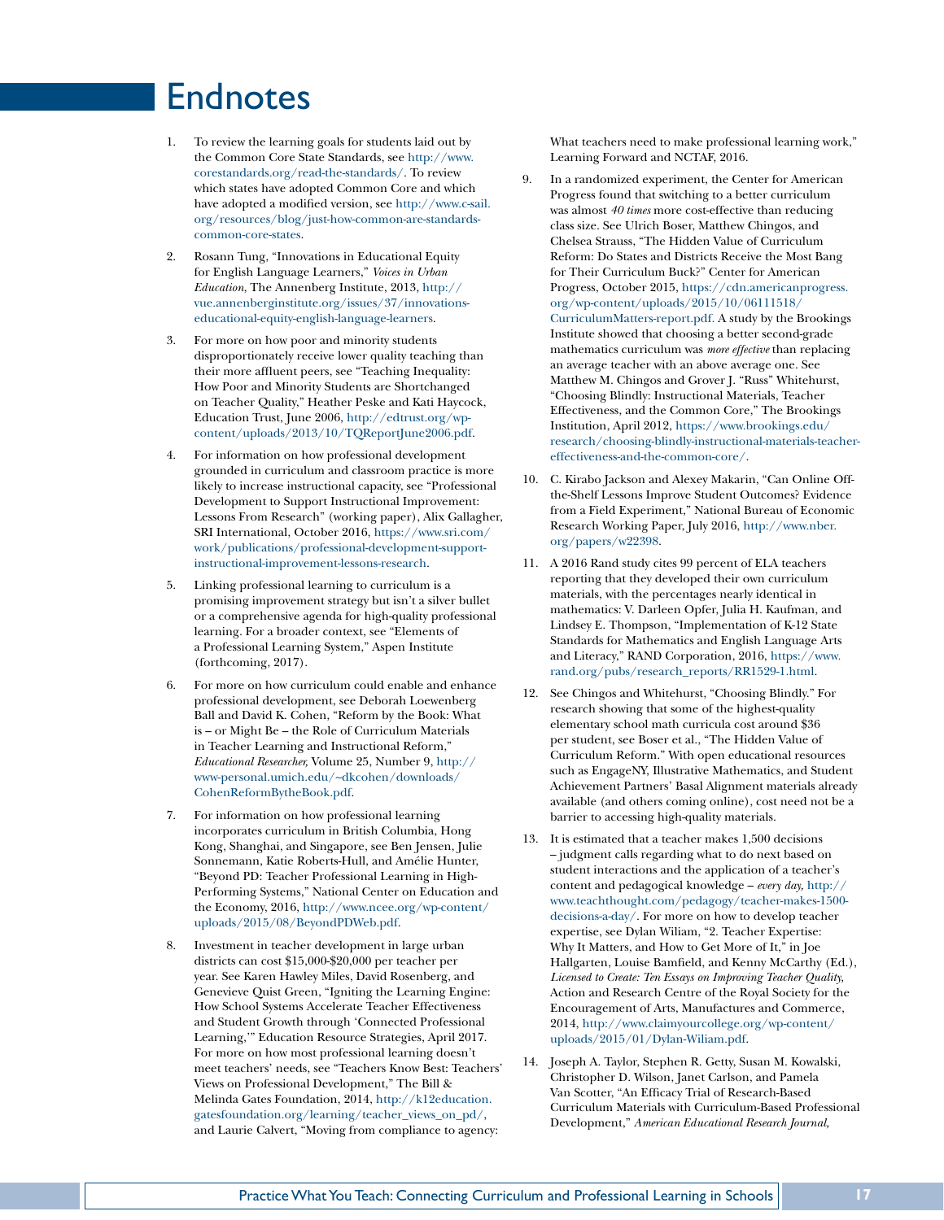# Endnotes

1. To review the learning goals for students laid out by the Common Core State Standards, see http://www.corestandards.org/read-the-standards/. To review which states have adopted Common Core and which have adopted a modified version, see http://www.c-sail.org/resources/blog/just-how-common-are-standards-common-core-states.

2. Rosann Tung, "Innovations in Educational Equity for English Language Learners," *Voices in Urban Education*, The Annenberg Institute, 2013, http://vue.annenberginstitute.org/issues/37/innovations-educational-equity-english-language-learners.

3. For more on how poor and minority students disproportionately receive lower quality teaching than their more affluent peers, see "Teaching Inequality: How Poor and Minority Students are Shortchanged on Teacher Quality," Heather Peske and Kati Haycock, Education Trust, June 2006, http://edtrust.org/wp-content/uploads/2013/10/TQReportJune2006.pdf.

4. For information on how professional development grounded in curriculum and classroom practice is more likely to increase instructional capacity, see "Professional Development to Support Instructional Improvement: Lessons From Research" (working paper), Alix Gallagher, SRI International, October 2016, https://www.sri.com/work/publications/professional-development-support-instructional-improvement-lessons-research.

5. Linking professional learning to curriculum is a promising improvement strategy but isn't a silver bullet or a comprehensive agenda for high-quality professional learning. For a broader context, see "Elements of a Professional Learning System," Aspen Institute (forthcoming, 2017).

6. For more on how curriculum could enable and enhance professional development, see Deborah Loewenberg Ball and David K. Cohen, "Reform by the Book: What is – or Might Be – the Role of Curriculum Materials in Teacher Learning and Instructional Reform," *Educational Researcher,* Volume 25, Number 9, http://www-personal.umich.edu/~dkcohen/downloads/CohenReformBytheBook.pdf.

7. For information on how professional learning incorporates curriculum in British Columbia, Hong Kong, Shanghai, and Singapore, see Ben Jensen, Julie Sonnemann, Katie Roberts-Hull, and Amélie Hunter, "Beyond PD: Teacher Professional Learning in High-Performing Systems," National Center on Education and the Economy, 2016, http://www.ncee.org/wp-content/uploads/2015/08/BeyondPDWeb.pdf.

8. Investment in teacher development in large urban districts can cost $15,000-$20,000 per teacher per year. See Karen Hawley Miles, David Rosenberg, and Genevieve Quist Green, "Igniting the Learning Engine: How School Systems Accelerate Teacher Effectiveness and Student Growth through 'Connected Professional Learning,'" Education Resource Strategies, April 2017. For more on how most professional learning doesn't meet teachers' needs, see "Teachers Know Best: Teachers' Views on Professional Development," The Bill & Melinda Gates Foundation, 2014, http://k12education.gatesfoundation.org/learning/teacher_views_on_pd/, and Laurie Calvert, "Moving from compliance to agency: What teachers need to make professional learning work," Learning Forward and NCTAF, 2016.

9. In a randomized experiment, the Center for American Progress found that switching to a better curriculum was almost *40 times* more cost-effective than reducing class size. See Ulrich Boser, Matthew Chingos, and Chelsea Strauss, "The Hidden Value of Curriculum Reform: Do States and Districts Receive the Most Bang for Their Curriculum Buck?" Center for American Progress, October 2015, https://cdn.americanprogress.org/wp-content/uploads/2015/10/06111518/CurriculumMatters-report.pdf. A study by the Brookings Institute showed that choosing a better second-grade mathematics curriculum was *more effective* than replacing an average teacher with an above average one. See Matthew M. Chingos and Grover J. "Russ" Whitehurst, "Choosing Blindly: Instructional Materials, Teacher Effectiveness, and the Common Core," The Brookings Institution, April 2012, https://www.brookings.edu/research/choosing-blindly-instructional-materials-teacher-effectiveness-and-the-common-core/.

10. C. Kirabo Jackson and Alexey Makarin, "Can Online Off-the-Shelf Lessons Improve Student Outcomes? Evidence from a Field Experiment," National Bureau of Economic Research Working Paper, July 2016, http://www.nber.org/papers/w22398.

11. A 2016 Rand study cites 99 percent of ELA teachers reporting that they developed their own curriculum materials, with the percentages nearly identical in mathematics: V. Darleen Opfer, Julia H. Kaufman, and Lindsey E. Thompson, "Implementation of K-12 State Standards for Mathematics and English Language Arts and Literacy," RAND Corporation, 2016, https://www.rand.org/pubs/research_reports/RR1529-1.html.

12. See Chingos and Whitehurst, "Choosing Blindly." For research showing that some of the highest-quality elementary school math curricula cost around $36 per student, see Boser et al., "The Hidden Value of Curriculum Reform." With open educational resources such as EngageNY, Illustrative Mathematics, and Student Achievement Partners' Basal Alignment materials already available (and others coming online), cost need not be a barrier to accessing high-quality materials.

13. It is estimated that a teacher makes 1,500 decisions – judgment calls regarding what to do next based on student interactions and the application of a teacher's content and pedagogical knowledge – *every day,* http://www.teachthought.com/pedagogy/teacher-makes-1500-decisions-a-day/. For more on how to develop teacher expertise, see Dylan Wiliam, "2. Teacher Expertise: Why It Matters, and How to Get More of It," in Joe Hallgarten, Louise Bamfield, and Kenny McCarthy (Ed.), *Licensed to Create: Ten Essays on Improving Teacher Quality,* Action and Research Centre of the Royal Society for the Encouragement of Arts, Manufactures and Commerce, 2014, http://www.claimyourcollege.org/wp-content/uploads/2015/01/Dylan-Wiliam.pdf.

14. Joseph A. Taylor, Stephen R. Getty, Susan M. Kowalski, Christopher D. Wilson, Janet Carlson, and Pamela Van Scotter, "An Efficacy Trial of Research-Based Curriculum Materials with Curriculum-Based Professional Development," *American Educational Research Journal,*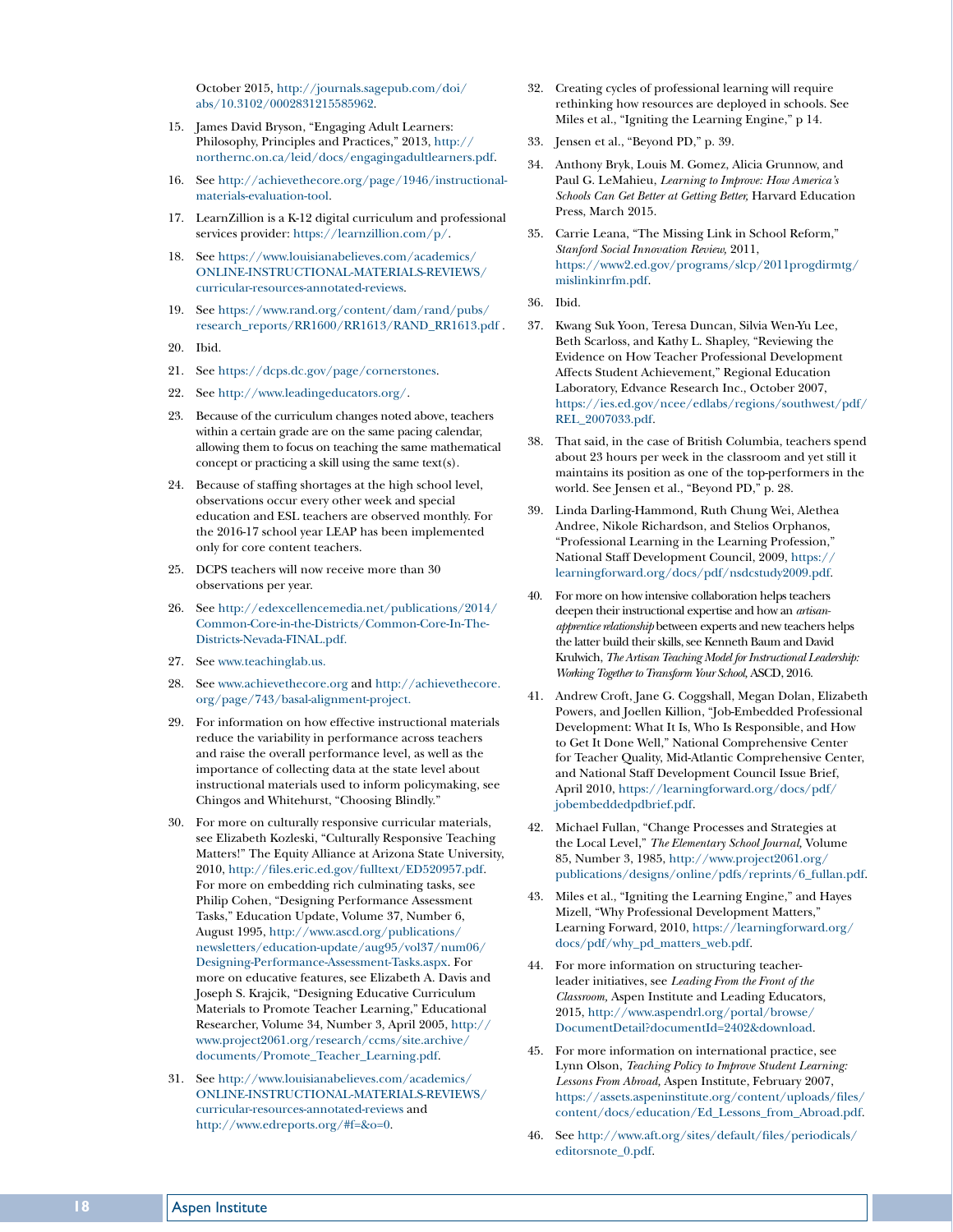October 2015, http://journals.sagepub.com/doi/abs/10.3102/0002831215585962.

15. James David Bryson, "Engaging Adult Learners: Philosophy, Principles and Practices," 2013, http://northernc.on.ca/leid/docs/engagingadultlearners.pdf.

16. See http://achievethecore.org/page/1946/instructional-materials-evaluation-tool.

17. LearnZillion is a K-12 digital curriculum and professional services provider: https://learnzillion.com/p/.

18. See https://www.louisianabelieves.com/academics/ONLINE-INSTRUCTIONAL-MATERIALS-REVIEWS/curricular-resources-annotated-reviews.

19. See https://www.rand.org/content/dam/rand/pubs/research_reports/RR1600/RR1613/RAND_RR1613.pdf .

20. Ibid.

21. See https://dcps.dc.gov/page/cornerstones.

22. See http://www.leadingeducators.org/.

23. Because of the curriculum changes noted above, teachers within a certain grade are on the same pacing calendar, allowing them to focus on teaching the same mathematical concept or practicing a skill using the same text(s).

24. Because of staffing shortages at the high school level, observations occur every other week and special education and ESL teachers are observed monthly. For the 2016-17 school year LEAP has been implemented only for core content teachers.

25. DCPS teachers will now receive more than 30 observations per year.

26. See http://edexcellencemedia.net/publications/2014/Common-Core-in-the-Districts/Common-Core-In-The-Districts-Nevada-FINAL.pdf.

27. See www.teachinglab.us.

28. See www.achievethecore.org and http://achievethecore.org/page/743/basal-alignment-project.

29. For information on how effective instructional materials reduce the variability in performance across teachers and raise the overall performance level, as well as the importance of collecting data at the state level about instructional materials used to inform policymaking, see Chingos and Whitehurst, "Choosing Blindly."

30. For more on culturally responsive curricular materials, see Elizabeth Kozleski, "Culturally Responsive Teaching Matters!" The Equity Alliance at Arizona State University, 2010, http://files.eric.ed.gov/fulltext/ED520957.pdf. For more on embedding rich culminating tasks, see Philip Cohen, "Designing Performance Assessment Tasks," Education Update, Volume 37, Number 6, August 1995, http://www.ascd.org/publications/newsletters/education-update/aug95/vol37/num06/Designing-Performance-Assessment-Tasks.aspx. For more on educative features, see Elizabeth A. Davis and Joseph S. Krajcik, "Designing Educative Curriculum Materials to Promote Teacher Learning," Educational Researcher, Volume 34, Number 3, April 2005, http://www.project2061.org/research/ccms/site.archive/documents/Promote_Teacher_Learning.pdf.

31. See http://www.louisianabelieves.com/academics/ONLINE-INSTRUCTIONAL-MATERIALS-REVIEWS/curricular-resources-annotated-reviews and http://www.edreports.org/#f=&o=0.

32. Creating cycles of professional learning will require rethinking how resources are deployed in schools. See Miles et al., "Igniting the Learning Engine," p 14.

33. Jensen et al., "Beyond PD," p. 39.

34. Anthony Bryk, Louis M. Gomez, Alicia Grunnow, and Paul G. LeMahieu, *Learning to Improve: How America's Schools Can Get Better at Getting Better,* Harvard Education Press, March 2015.

35. Carrie Leana, "The Missing Link in School Reform," *Stanford Social Innovation Review,* 2011, https://www2.ed.gov/programs/slcp/2011progdirmtg/mislinkinrfm.pdf.

36. Ibid.

37. Kwang Suk Yoon, Teresa Duncan, Silvia Wen-Yu Lee, Beth Scarloss, and Kathy L. Shapley, "Reviewing the Evidence on How Teacher Professional Development Affects Student Achievement," Regional Education Laboratory, Edvance Research Inc., October 2007, https://ies.ed.gov/ncee/edlabs/regions/southwest/pdf/REL_2007033.pdf.

38. That said, in the case of British Columbia, teachers spend about 23 hours per week in the classroom and yet still it maintains its position as one of the top-performers in the world. See Jensen et al., "Beyond PD," p. 28.

39. Linda Darling-Hammond, Ruth Chung Wei, Alethea Andree, Nikole Richardson, and Stelios Orphanos, "Professional Learning in the Learning Profession," National Staff Development Council, 2009, https://learningforward.org/docs/pdf/nsdcstudy2009.pdf.

40. For more on how intensive collaboration helps teachers deepen their instructional expertise and how an *artisan-apprentice relationship* between experts and new teachers helps the latter build their skills, see Kenneth Baum and David Krulwich, *The Artisan Teaching Model for Instructional Leadership: Working Together to Transform Your School,* ASCD, 2016.

41. Andrew Croft, Jane G. Coggshall, Megan Dolan, Elizabeth Powers, and Joellen Killion, "Job-Embedded Professional Development: What It Is, Who Is Responsible, and How to Get It Done Well," National Comprehensive Center for Teacher Quality, Mid-Atlantic Comprehensive Center, and National Staff Development Council Issue Brief, April 2010, https://learningforward.org/docs/pdf/jobembeddedpdbrief.pdf.

42. Michael Fullan, "Change Processes and Strategies at the Local Level," *The Elementary School Journal,* Volume 85, Number 3, 1985, http://www.project2061.org/publications/designs/online/pdfs/reprints/6_fullan.pdf.

43. Miles et al., "Igniting the Learning Engine," and Hayes Mizell, "Why Professional Development Matters," Learning Forward, 2010, https://learningforward.org/docs/pdf/why_pd_matters_web.pdf.

44. For more information on structuring teacher-leader initiatives, see *Leading From the Front of the Classroom,* Aspen Institute and Leading Educators, 2015, http://www.aspendrl.org/portal/browse/DocumentDetail?documentId=2402&download.

45. For more information on international practice, see Lynn Olson, *Teaching Policy to Improve Student Learning: Lessons From Abroad,* Aspen Institute, February 2007, https://assets.aspeninstitute.org/content/uploads/files/content/docs/education/Ed_Lessons_from_Abroad.pdf.

46. See http://www.aft.org/sites/default/files/periodicals/editorsnote_0.pdf.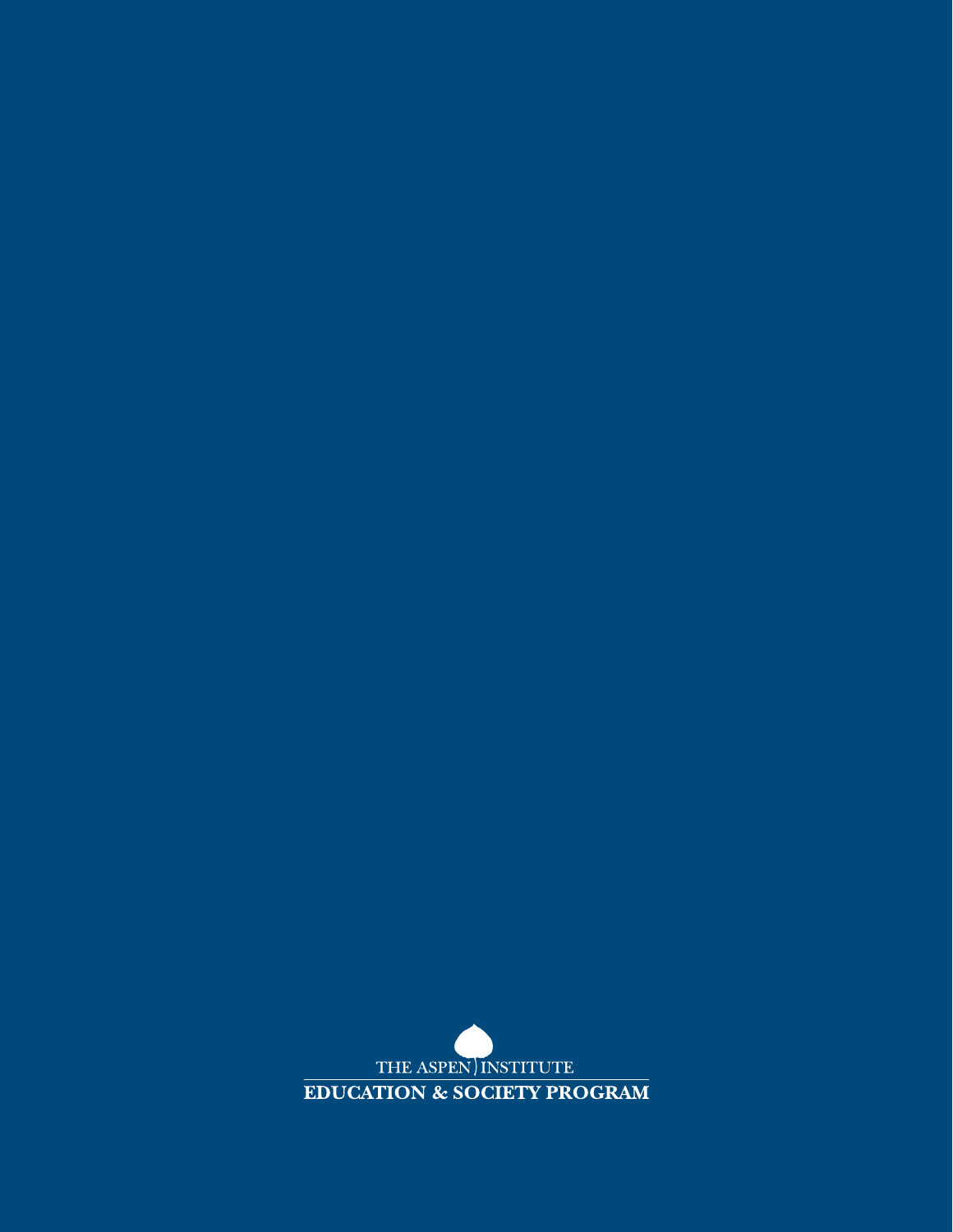THE ASPEN INSTITUTE

**EDUCATION & SOCIETY PROGRAM**